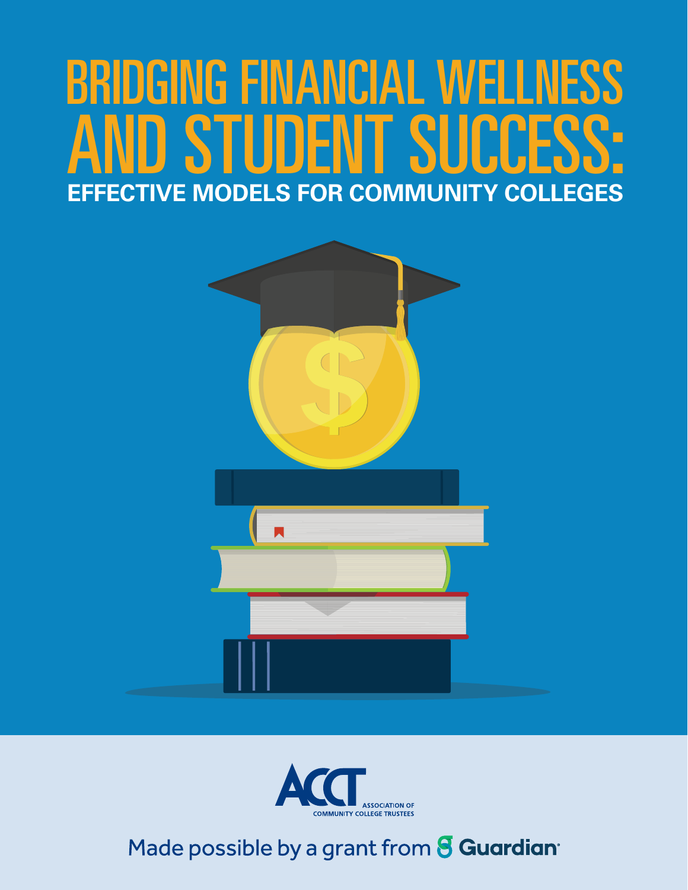# BRIDGING FINANCIAL WELLNESS AND STUDENT SUCCESS:

## EFFECTIVE MODELS FOR COMMUNITY COLLEGES

ACCT ASSOCIATION OF COMMUNITY COLLEGE TRUSTEES

Made possible by a grant from Guardian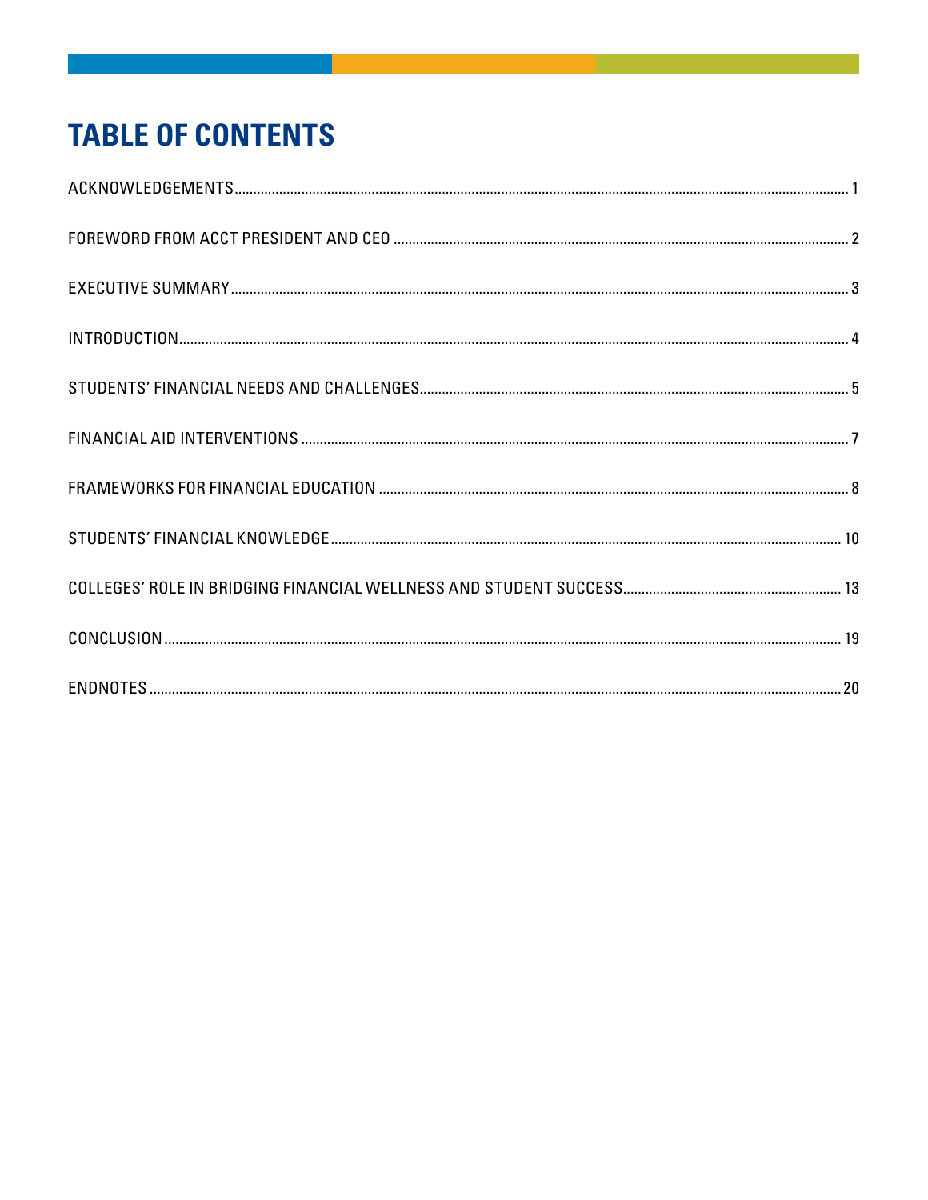# TABLE OF CONTENTS

ACKNOWLEDGEMENTS .......... 1

FOREWORD FROM ACCT PRESIDENT AND CEO .......... 2

EXECUTIVE SUMMARY .......... 3

INTRODUCTION .......... 4

STUDENTS' FINANCIAL NEEDS AND CHALLENGES .......... 5

FINANCIAL AID INTERVENTIONS .......... 7

FRAMEWORKS FOR FINANCIAL EDUCATION .......... 8

STUDENTS' FINANCIAL KNOWLEDGE .......... 10

COLLEGES' ROLE IN BRIDGING FINANCIAL WELLNESS AND STUDENT SUCCESS .......... 13

CONCLUSION .......... 19

ENDNOTES .......... 20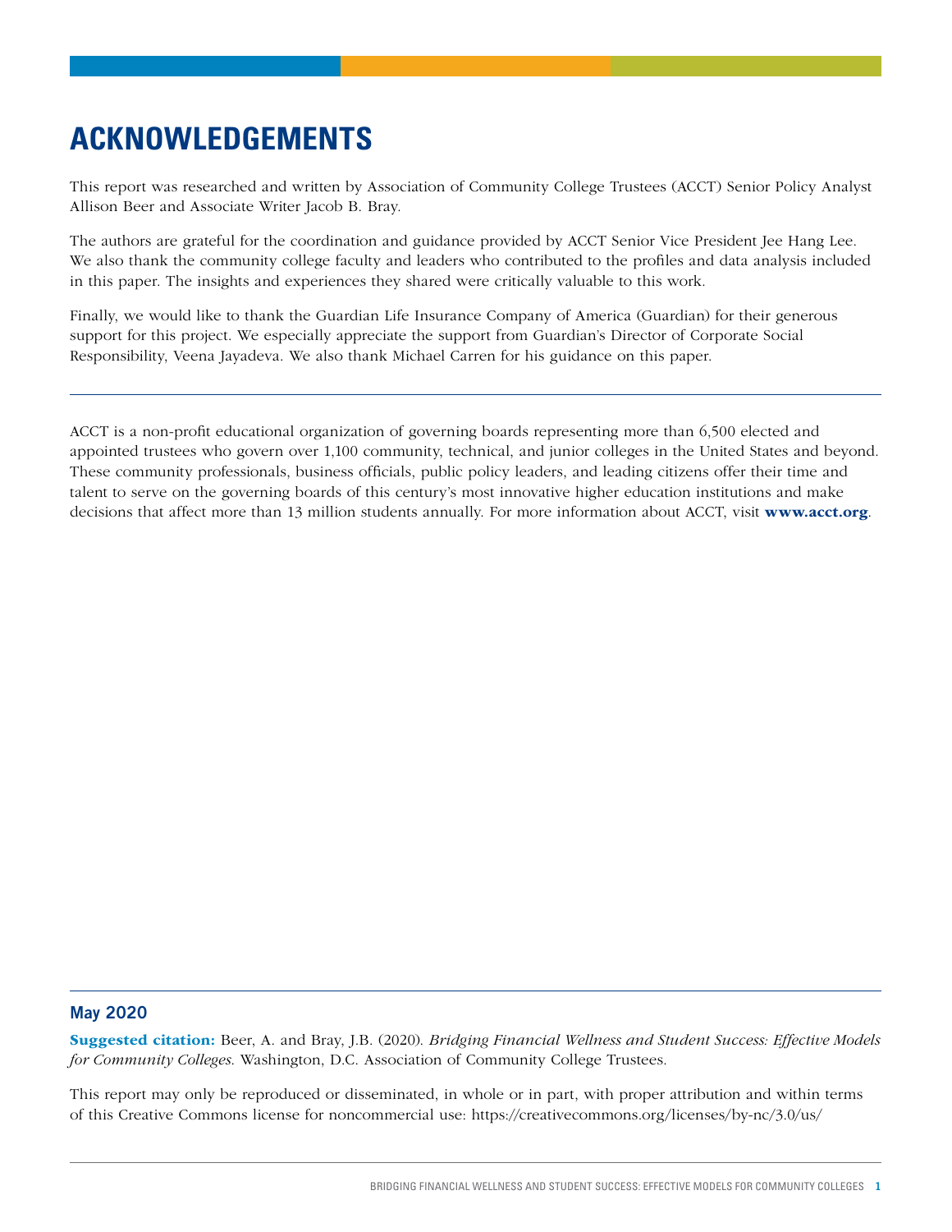# ACKNOWLEDGEMENTS

This report was researched and written by Association of Community College Trustees (ACCT) Senior Policy Analyst Allison Beer and Associate Writer Jacob B. Bray.

The authors are grateful for the coordination and guidance provided by ACCT Senior Vice President Jee Hang Lee. We also thank the community college faculty and leaders who contributed to the profiles and data analysis included in this paper. The insights and experiences they shared were critically valuable to this work.

Finally, we would like to thank the Guardian Life Insurance Company of America (Guardian) for their generous support for this project. We especially appreciate the support from Guardian's Director of Corporate Social Responsibility, Veena Jayadeva. We also thank Michael Carren for his guidance on this paper.

---

ACCT is a non-profit educational organization of governing boards representing more than 6,500 elected and appointed trustees who govern over 1,100 community, technical, and junior colleges in the United States and beyond. These community professionals, business officials, public policy leaders, and leading citizens offer their time and talent to serve on the governing boards of this century's most innovative higher education institutions and make decisions that affect more than 13 million students annually. For more information about ACCT, visit **www.acct.org**.

---

## May 2020

**Suggested citation:** Beer, A. and Bray, J.B. (2020). *Bridging Financial Wellness and Student Success: Effective Models for Community Colleges.* Washington, D.C. Association of Community College Trustees.

This report may only be reproduced or disseminated, in whole or in part, with proper attribution and within terms of this Creative Commons license for noncommercial use: https://creativecommons.org/licenses/by-nc/3.0/us/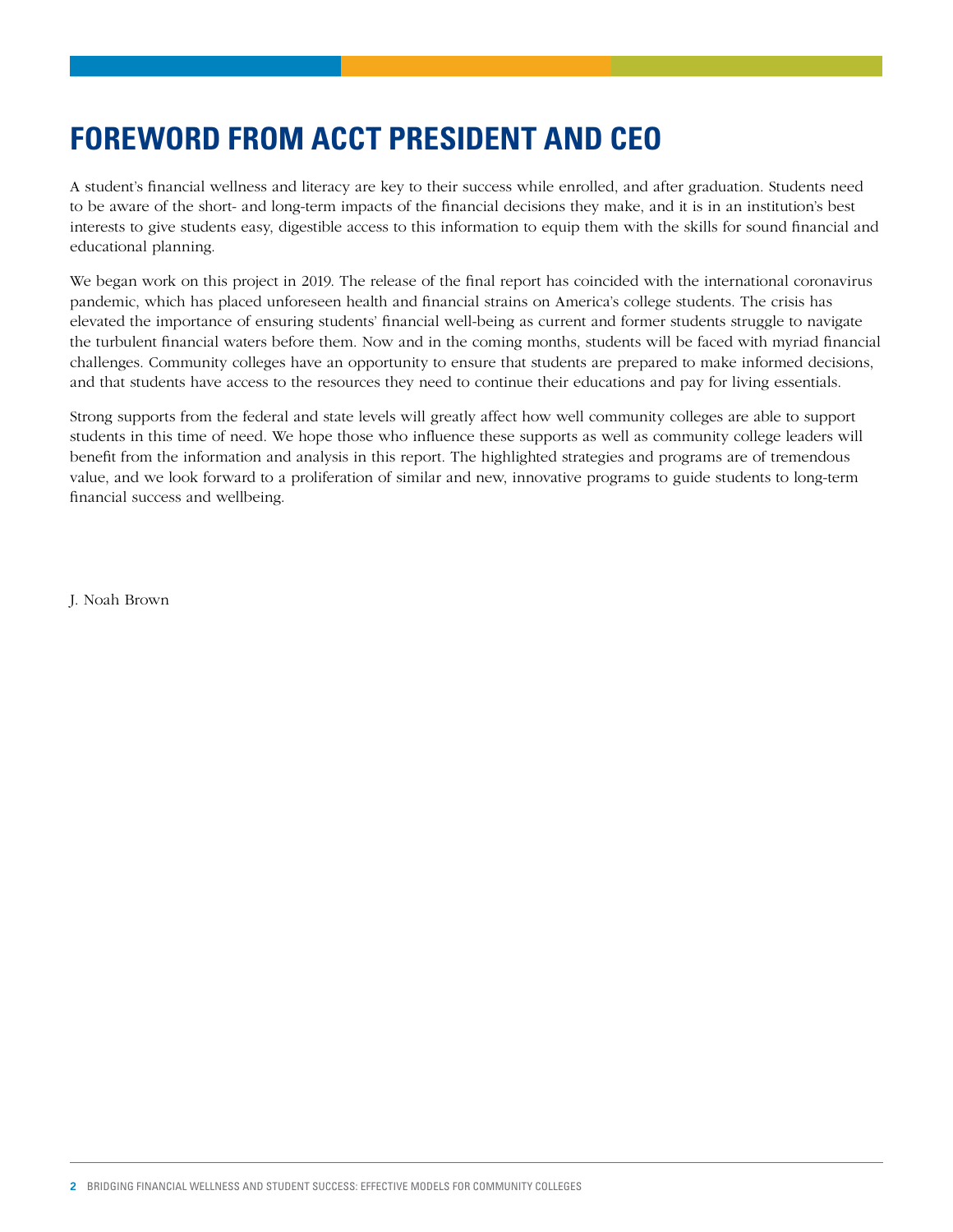# FOREWORD FROM ACCT PRESIDENT AND CEO

A student's financial wellness and literacy are key to their success while enrolled, and after graduation. Students need to be aware of the short- and long-term impacts of the financial decisions they make, and it is in an institution's best interests to give students easy, digestible access to this information to equip them with the skills for sound financial and educational planning.

We began work on this project in 2019. The release of the final report has coincided with the international coronavirus pandemic, which has placed unforeseen health and financial strains on America's college students. The crisis has elevated the importance of ensuring students' financial well-being as current and former students struggle to navigate the turbulent financial waters before them. Now and in the coming months, students will be faced with myriad financial challenges. Community colleges have an opportunity to ensure that students are prepared to make informed decisions, and that students have access to the resources they need to continue their educations and pay for living essentials.

Strong supports from the federal and state levels will greatly affect how well community colleges are able to support students in this time of need. We hope those who influence these supports as well as community college leaders will benefit from the information and analysis in this report. The highlighted strategies and programs are of tremendous value, and we look forward to a proliferation of similar and new, innovative programs to guide students to long-term financial success and wellbeing.

J. Noah Brown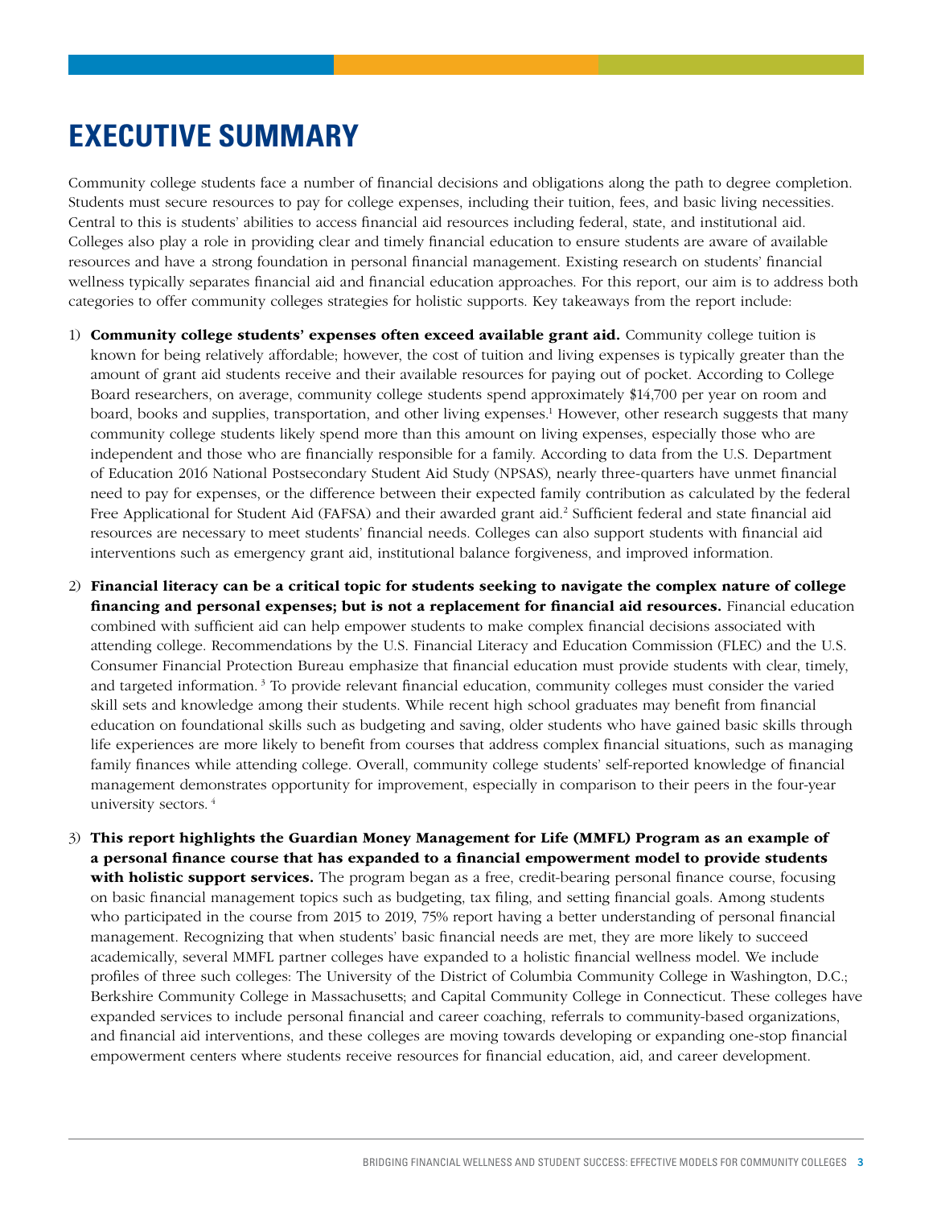# EXECUTIVE SUMMARY

Community college students face a number of financial decisions and obligations along the path to degree completion. Students must secure resources to pay for college expenses, including their tuition, fees, and basic living necessities. Central to this is students' abilities to access financial aid resources including federal, state, and institutional aid. Colleges also play a role in providing clear and timely financial education to ensure students are aware of available resources and have a strong foundation in personal financial management. Existing research on students' financial wellness typically separates financial aid and financial education approaches. For this report, our aim is to address both categories to offer community colleges strategies for holistic supports. Key takeaways from the report include:

1) **Community college students' expenses often exceed available grant aid.** Community college tuition is known for being relatively affordable; however, the cost of tuition and living expenses is typically greater than the amount of grant aid students receive and their available resources for paying out of pocket. According to College Board researchers, on average, community college students spend approximately $14,700 per year on room and board, books and supplies, transportation, and other living expenses.[1] However, other research suggests that many community college students likely spend more than this amount on living expenses, especially those who are independent and those who are financially responsible for a family. According to data from the U.S. Department of Education 2016 National Postsecondary Student Aid Study (NPSAS), nearly three-quarters have unmet financial need to pay for expenses, or the difference between their expected family contribution as calculated by the federal Free Applicational for Student Aid (FAFSA) and their awarded grant aid.[2] Sufficient federal and state financial aid resources are necessary to meet students' financial needs. Colleges can also support students with financial aid interventions such as emergency grant aid, institutional balance forgiveness, and improved information.

2) **Financial literacy can be a critical topic for students seeking to navigate the complex nature of college financing and personal expenses; but is not a replacement for financial aid resources.** Financial education combined with sufficient aid can help empower students to make complex financial decisions associated with attending college. Recommendations by the U.S. Financial Literacy and Education Commission (FLEC) and the U.S. Consumer Financial Protection Bureau emphasize that financial education must provide students with clear, timely, and targeted information.[3] To provide relevant financial education, community colleges must consider the varied skill sets and knowledge among their students. While recent high school graduates may benefit from financial education on foundational skills such as budgeting and saving, older students who have gained basic skills through life experiences are more likely to benefit from courses that address complex financial situations, such as managing family finances while attending college. Overall, community college students' self-reported knowledge of financial management demonstrates opportunity for improvement, especially in comparison to their peers in the four-year university sectors.[4]

3) **This report highlights the Guardian Money Management for Life (MMFL) Program as an example of a personal finance course that has expanded to a financial empowerment model to provide students with holistic support services.** The program began as a free, credit-bearing personal finance course, focusing on basic financial management topics such as budgeting, tax filing, and setting financial goals. Among students who participated in the course from 2015 to 2019, 75% report having a better understanding of personal financial management. Recognizing that when students' basic financial needs are met, they are more likely to succeed academically, several MMFL partner colleges have expanded to a holistic financial wellness model. We include profiles of three such colleges: The University of the District of Columbia Community College in Washington, D.C.; Berkshire Community College in Massachusetts; and Capital Community College in Connecticut. These colleges have expanded services to include personal financial and career coaching, referrals to community-based organizations, and financial aid interventions, and these colleges are moving towards developing or expanding one-stop financial empowerment centers where students receive resources for financial education, aid, and career development.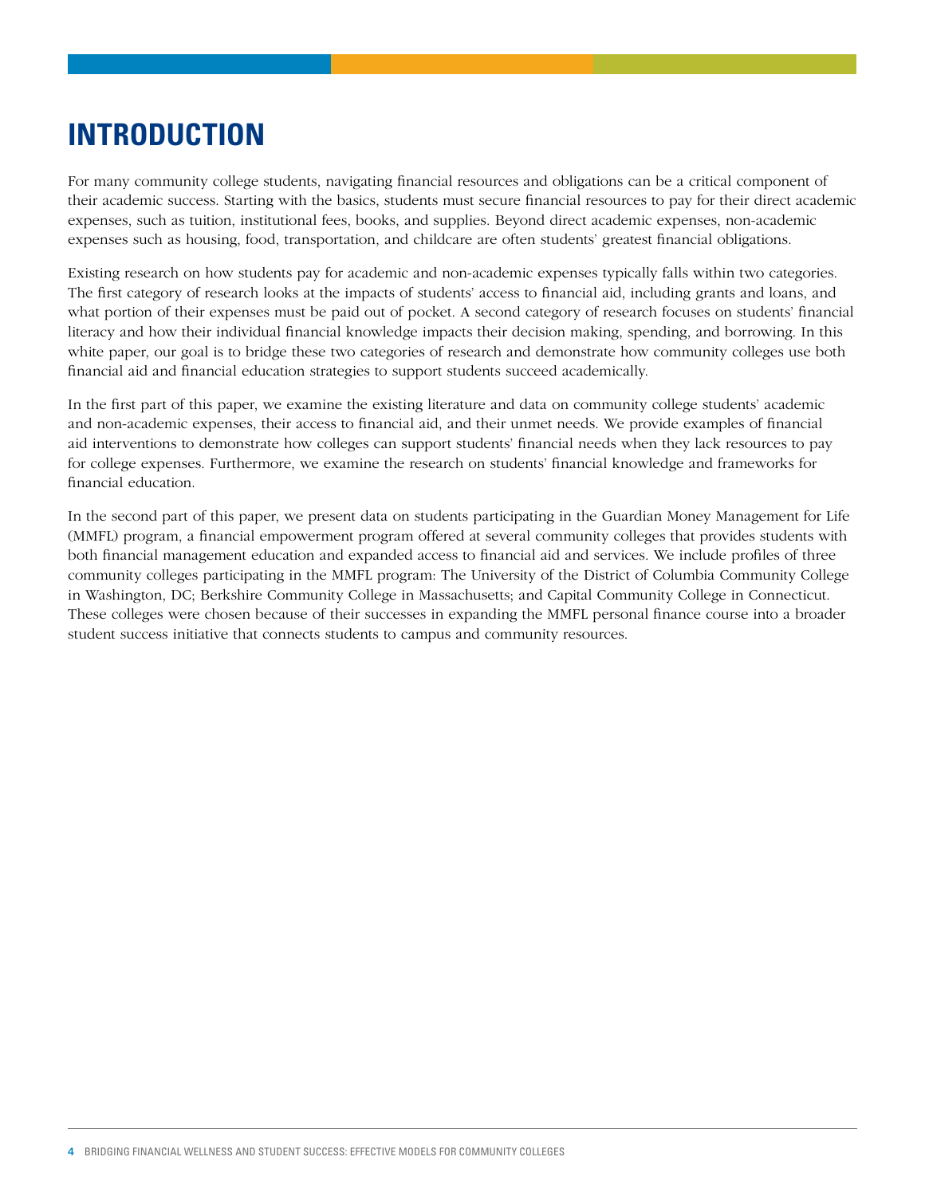# INTRODUCTION

For many community college students, navigating financial resources and obligations can be a critical component of their academic success. Starting with the basics, students must secure financial resources to pay for their direct academic expenses, such as tuition, institutional fees, books, and supplies. Beyond direct academic expenses, non-academic expenses such as housing, food, transportation, and childcare are often students' greatest financial obligations.

Existing research on how students pay for academic and non-academic expenses typically falls within two categories. The first category of research looks at the impacts of students' access to financial aid, including grants and loans, and what portion of their expenses must be paid out of pocket. A second category of research focuses on students' financial literacy and how their individual financial knowledge impacts their decision making, spending, and borrowing. In this white paper, our goal is to bridge these two categories of research and demonstrate how community colleges use both financial aid and financial education strategies to support students succeed academically.

In the first part of this paper, we examine the existing literature and data on community college students' academic and non-academic expenses, their access to financial aid, and their unmet needs. We provide examples of financial aid interventions to demonstrate how colleges can support students' financial needs when they lack resources to pay for college expenses. Furthermore, we examine the research on students' financial knowledge and frameworks for financial education.

In the second part of this paper, we present data on students participating in the Guardian Money Management for Life (MMFL) program, a financial empowerment program offered at several community colleges that provides students with both financial management education and expanded access to financial aid and services. We include profiles of three community colleges participating in the MMFL program: The University of the District of Columbia Community College in Washington, DC; Berkshire Community College in Massachusetts; and Capital Community College in Connecticut. These colleges were chosen because of their successes in expanding the MMFL personal finance course into a broader student success initiative that connects students to campus and community resources.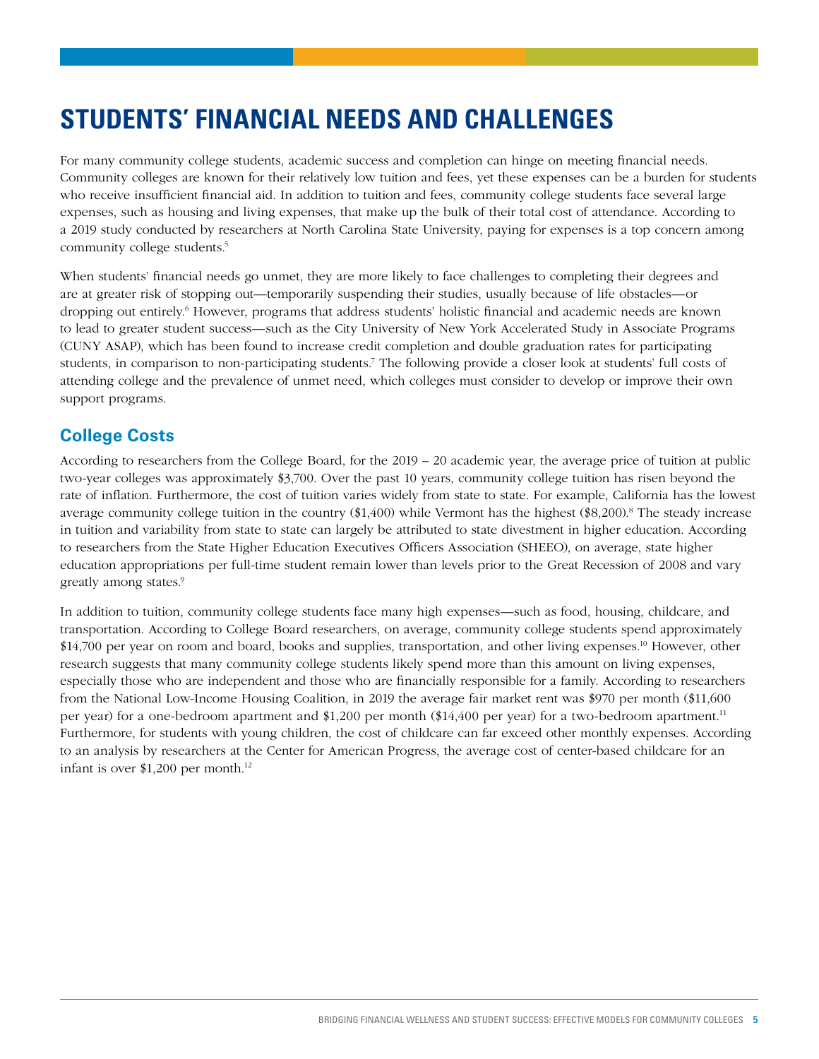# STUDENTS' FINANCIAL NEEDS AND CHALLENGES

For many community college students, academic success and completion can hinge on meeting financial needs. Community colleges are known for their relatively low tuition and fees, yet these expenses can be a burden for students who receive insufficient financial aid. In addition to tuition and fees, community college students face several large expenses, such as housing and living expenses, that make up the bulk of their total cost of attendance. According to a 2019 study conducted by researchers at North Carolina State University, paying for expenses is a top concern among community college students.[5]

When students' financial needs go unmet, they are more likely to face challenges to completing their degrees and are at greater risk of stopping out—temporarily suspending their studies, usually because of life obstacles—or dropping out entirely.[6] However, programs that address students' holistic financial and academic needs are known to lead to greater student success—such as the City University of New York Accelerated Study in Associate Programs (CUNY ASAP), which has been found to increase credit completion and double graduation rates for participating students, in comparison to non-participating students.[7] The following provide a closer look at students' full costs of attending college and the prevalence of unmet need, which colleges must consider to develop or improve their own support programs.

## College Costs

According to researchers from the College Board, for the 2019 – 20 academic year, the average price of tuition at public two-year colleges was approximately $3,700. Over the past 10 years, community college tuition has risen beyond the rate of inflation. Furthermore, the cost of tuition varies widely from state to state. For example, California has the lowest average community college tuition in the country ($1,400) while Vermont has the highest ($8,200).[8] The steady increase in tuition and variability from state to state can largely be attributed to state divestment in higher education. According to researchers from the State Higher Education Executives Officers Association (SHEEO), on average, state higher education appropriations per full-time student remain lower than levels prior to the Great Recession of 2008 and vary greatly among states.[9]

In addition to tuition, community college students face many high expenses—such as food, housing, childcare, and transportation. According to College Board researchers, on average, community college students spend approximately $14,700 per year on room and board, books and supplies, transportation, and other living expenses.[10] However, other research suggests that many community college students likely spend more than this amount on living expenses, especially those who are independent and those who are financially responsible for a family. According to researchers from the National Low-Income Housing Coalition, in 2019 the average fair market rent was $970 per month ($11,600 per year) for a one-bedroom apartment and $1,200 per month ($14,400 per year) for a two-bedroom apartment.[11] Furthermore, for students with young children, the cost of childcare can far exceed other monthly expenses. According to an analysis by researchers at the Center for American Progress, the average cost of center-based childcare for an infant is over $1,200 per month.[12]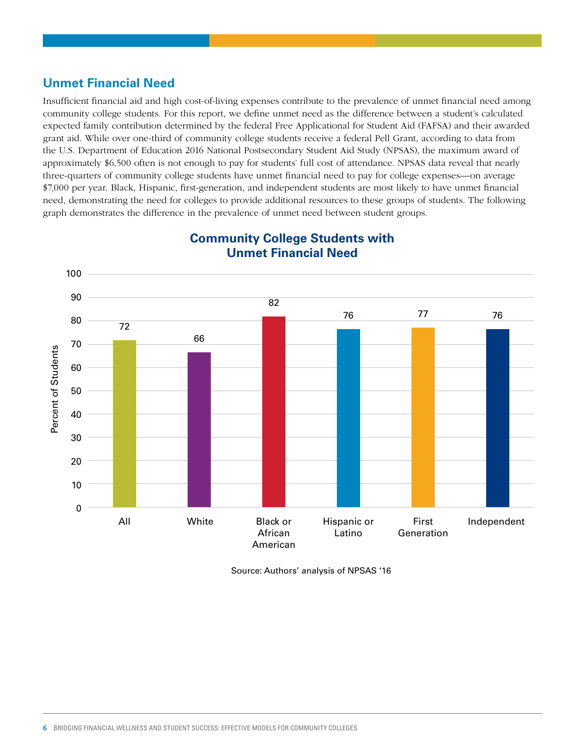## Unmet Financial Need

Insufficient financial aid and high cost-of-living expenses contribute to the prevalence of unmet financial need among community college students. For this report, we define unmet need as the difference between a student's calculated expected family contribution determined by the federal Free Applicational for Student Aid (FAFSA) and their awarded grant aid. While over one-third of community college students receive a federal Pell Grant, according to data from the U.S. Department of Education 2016 National Postsecondary Student Aid Study (NPSAS), the maximum award of approximately $6,500 often is not enough to pay for students' full cost of attendance. NPSAS data reveal that nearly three-quarters of community college students have unmet financial need to pay for college expenses—on average $7,000 per year. Black, Hispanic, first-generation, and independent students are most likely to have unmet financial need, demonstrating the need for colleges to provide additional resources to these groups of students. The following graph demonstrates the difference in the prevalence of unmet need between student groups.

### Community College Students with Unmet Financial Need

| Student Group | Percent of Students |
|---|---|
| All | 72 |
| White | 66 |
| Black or African American | 82 |
| Hispanic or Latino | 76 |
| First Generation | 77 |
| Independent | 76 |

Source: Authors' analysis of NPSAS '16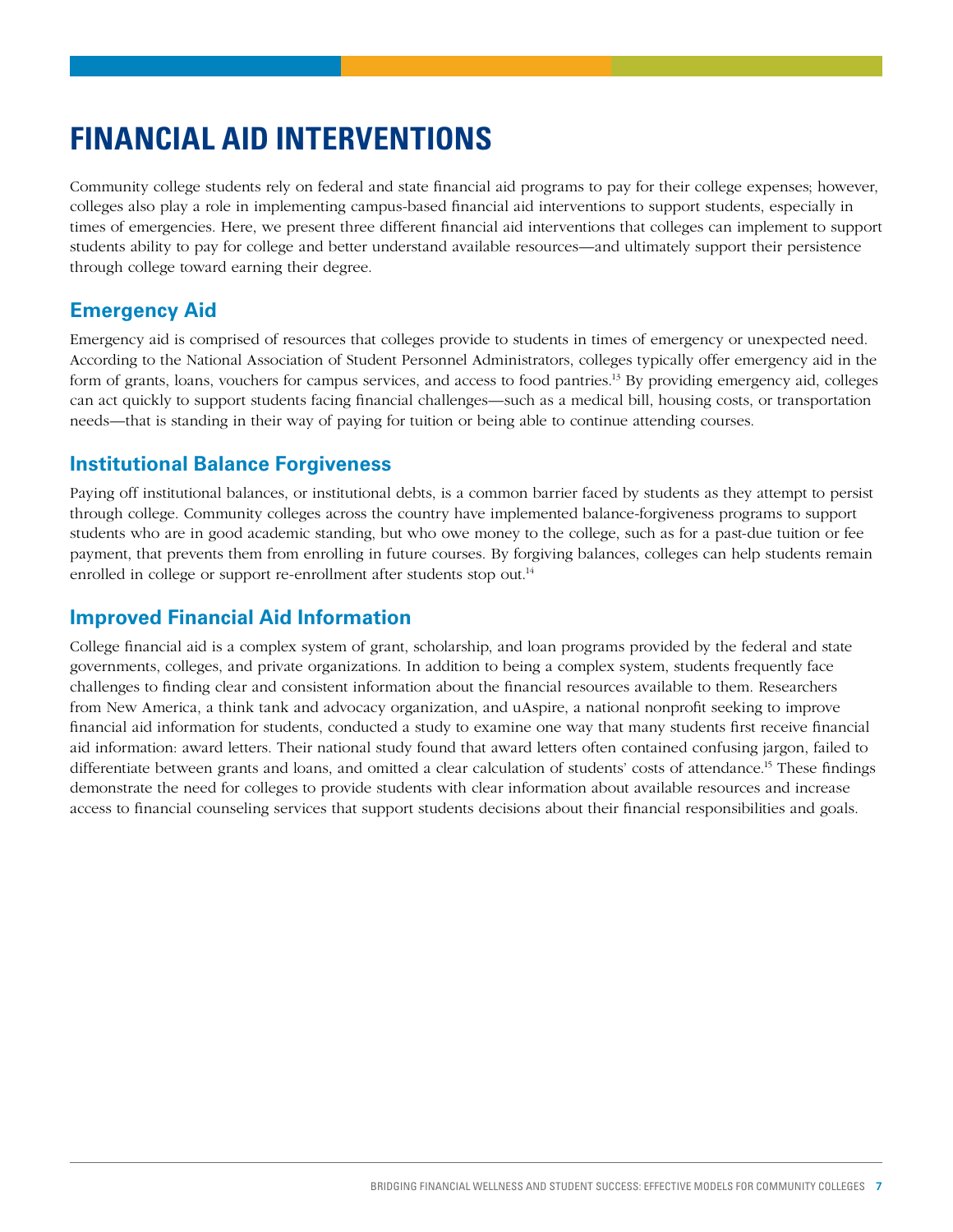# FINANCIAL AID INTERVENTIONS

Community college students rely on federal and state financial aid programs to pay for their college expenses; however, colleges also play a role in implementing campus-based financial aid interventions to support students, especially in times of emergencies. Here, we present three different financial aid interventions that colleges can implement to support students ability to pay for college and better understand available resources—and ultimately support their persistence through college toward earning their degree.

## Emergency Aid

Emergency aid is comprised of resources that colleges provide to students in times of emergency or unexpected need. According to the National Association of Student Personnel Administrators, colleges typically offer emergency aid in the form of grants, loans, vouchers for campus services, and access to food pantries.[13] By providing emergency aid, colleges can act quickly to support students facing financial challenges—such as a medical bill, housing costs, or transportation needs—that is standing in their way of paying for tuition or being able to continue attending courses.

## Institutional Balance Forgiveness

Paying off institutional balances, or institutional debts, is a common barrier faced by students as they attempt to persist through college. Community colleges across the country have implemented balance-forgiveness programs to support students who are in good academic standing, but who owe money to the college, such as for a past-due tuition or fee payment, that prevents them from enrolling in future courses. By forgiving balances, colleges can help students remain enrolled in college or support re-enrollment after students stop out.[14]

## Improved Financial Aid Information

College financial aid is a complex system of grant, scholarship, and loan programs provided by the federal and state governments, colleges, and private organizations. In addition to being a complex system, students frequently face challenges to finding clear and consistent information about the financial resources available to them. Researchers from New America, a think tank and advocacy organization, and uAspire, a national nonprofit seeking to improve financial aid information for students, conducted a study to examine one way that many students first receive financial aid information: award letters. Their national study found that award letters often contained confusing jargon, failed to differentiate between grants and loans, and omitted a clear calculation of students' costs of attendance.[15] These findings demonstrate the need for colleges to provide students with clear information about available resources and increase access to financial counseling services that support students decisions about their financial responsibilities and goals.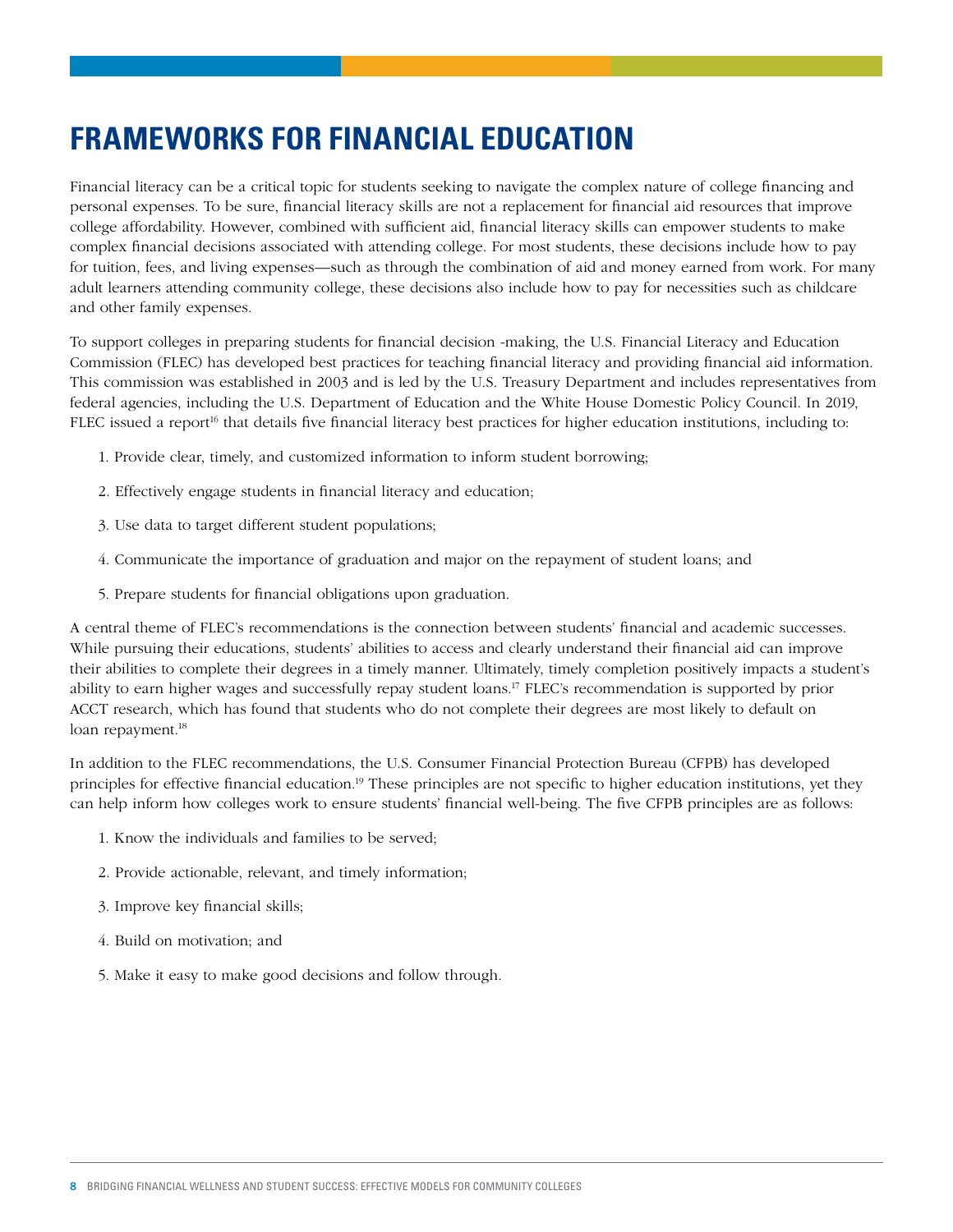# FRAMEWORKS FOR FINANCIAL EDUCATION

Financial literacy can be a critical topic for students seeking to navigate the complex nature of college financing and personal expenses. To be sure, financial literacy skills are not a replacement for financial aid resources that improve college affordability. However, combined with sufficient aid, financial literacy skills can empower students to make complex financial decisions associated with attending college. For most students, these decisions include how to pay for tuition, fees, and living expenses—such as through the combination of aid and money earned from work. For many adult learners attending community college, these decisions also include how to pay for necessities such as childcare and other family expenses.

To support colleges in preparing students for financial decision -making, the U.S. Financial Literacy and Education Commission (FLEC) has developed best practices for teaching financial literacy and providing financial aid information. This commission was established in 2003 and is led by the U.S. Treasury Department and includes representatives from federal agencies, including the U.S. Department of Education and the White House Domestic Policy Council. In 2019, FLEC issued a report[16] that details five financial literacy best practices for higher education institutions, including to:

1. Provide clear, timely, and customized information to inform student borrowing;
2. Effectively engage students in financial literacy and education;
3. Use data to target different student populations;
4. Communicate the importance of graduation and major on the repayment of student loans; and
5. Prepare students for financial obligations upon graduation.

A central theme of FLEC's recommendations is the connection between students' financial and academic successes. While pursuing their educations, students' abilities to access and clearly understand their financial aid can improve their abilities to complete their degrees in a timely manner. Ultimately, timely completion positively impacts a student's ability to earn higher wages and successfully repay student loans.[17] FLEC's recommendation is supported by prior ACCT research, which has found that students who do not complete their degrees are most likely to default on loan repayment.[18]

In addition to the FLEC recommendations, the U.S. Consumer Financial Protection Bureau (CFPB) has developed principles for effective financial education.[19] These principles are not specific to higher education institutions, yet they can help inform how colleges work to ensure students' financial well-being. The five CFPB principles are as follows:

1. Know the individuals and families to be served;
2. Provide actionable, relevant, and timely information;
3. Improve key financial skills;
4. Build on motivation; and
5. Make it easy to make good decisions and follow through.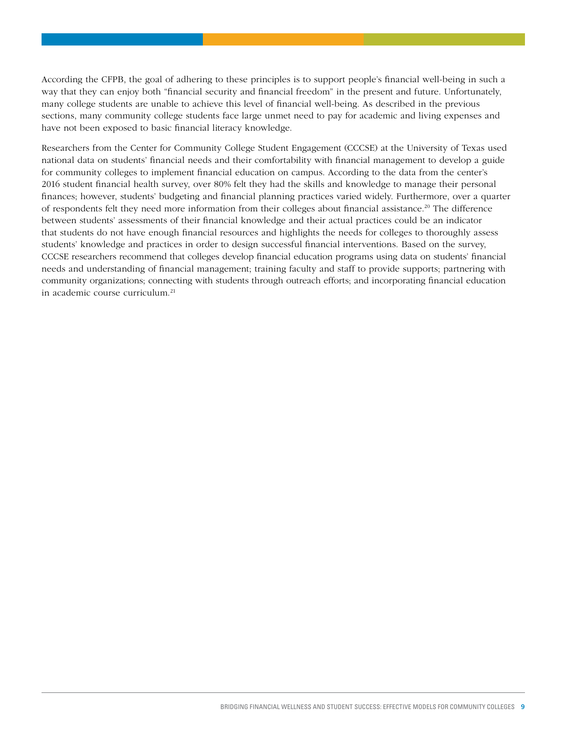According the CFPB, the goal of adhering to these principles is to support people's financial well-being in such a way that they can enjoy both "financial security and financial freedom" in the present and future. Unfortunately, many college students are unable to achieve this level of financial well-being. As described in the previous sections, many community college students face large unmet need to pay for academic and living expenses and have not been exposed to basic financial literacy knowledge.

Researchers from the Center for Community College Student Engagement (CCCSE) at the University of Texas used national data on students' financial needs and their comfortability with financial management to develop a guide for community colleges to implement financial education on campus. According to the data from the center's 2016 student financial health survey, over 80% felt they had the skills and knowledge to manage their personal finances; however, students' budgeting and financial planning practices varied widely. Furthermore, over a quarter of respondents felt they need more information from their colleges about financial assistance.[20] The difference between students' assessments of their financial knowledge and their actual practices could be an indicator that students do not have enough financial resources and highlights the needs for colleges to thoroughly assess students' knowledge and practices in order to design successful financial interventions. Based on the survey, CCCSE researchers recommend that colleges develop financial education programs using data on students' financial needs and understanding of financial management; training faculty and staff to provide supports; partnering with community organizations; connecting with students through outreach efforts; and incorporating financial education in academic course curriculum.[21]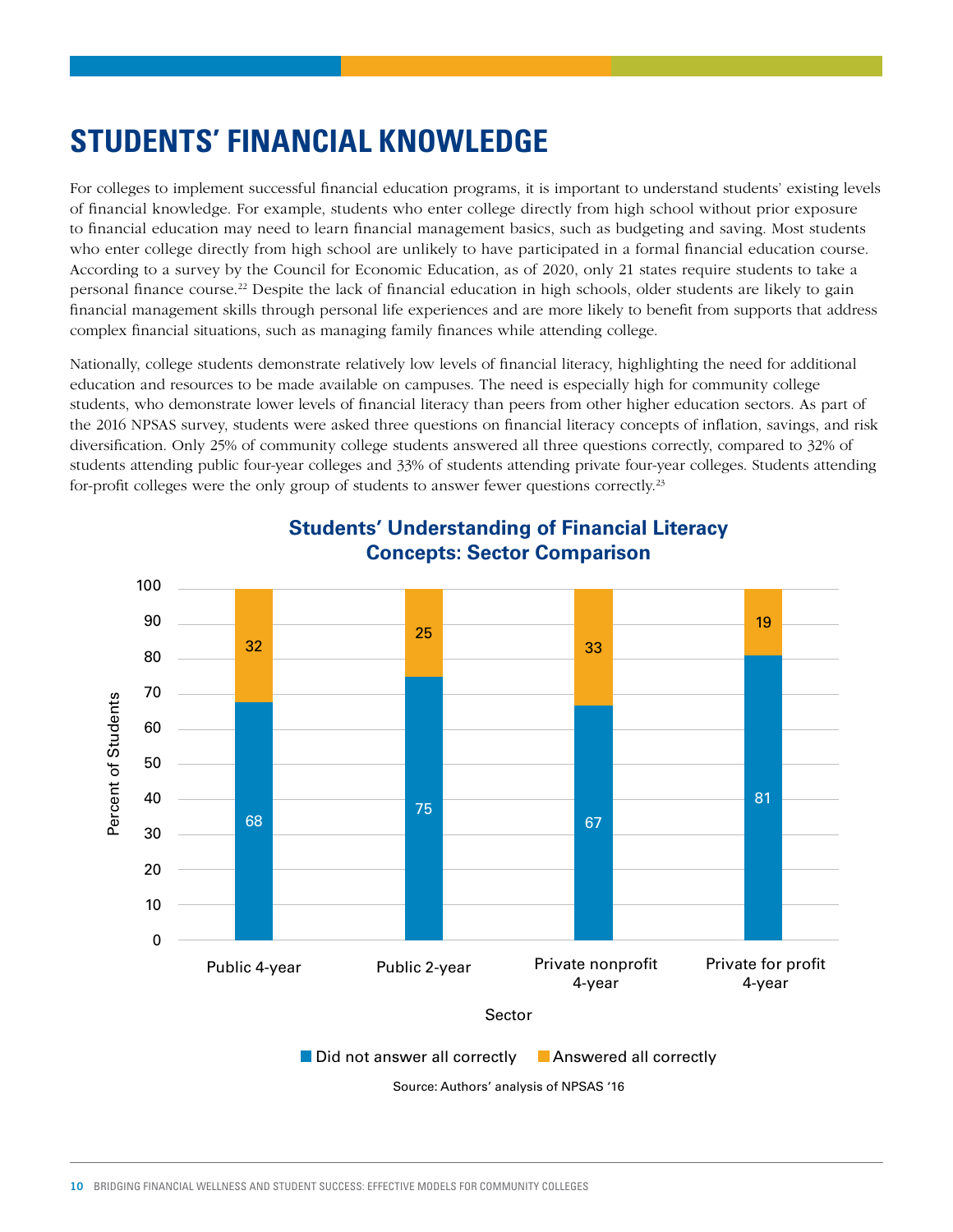# STUDENTS' FINANCIAL KNOWLEDGE

For colleges to implement successful financial education programs, it is important to understand students' existing levels of financial knowledge. For example, students who enter college directly from high school without prior exposure to financial education may need to learn financial management basics, such as budgeting and saving. Most students who enter college directly from high school are unlikely to have participated in a formal financial education course. According to a survey by the Council for Economic Education, as of 2020, only 21 states require students to take a personal finance course.[22] Despite the lack of financial education in high schools, older students are likely to gain financial management skills through personal life experiences and are more likely to benefit from supports that address complex financial situations, such as managing family finances while attending college.

Nationally, college students demonstrate relatively low levels of financial literacy, highlighting the need for additional education and resources to be made available on campuses. The need is especially high for community college students, who demonstrate lower levels of financial literacy than peers from other higher education sectors. As part of the 2016 NPSAS survey, students were asked three questions on financial literacy concepts of inflation, savings, and risk diversification. Only 25% of community college students answered all three questions correctly, compared to 32% of students attending public four-year colleges and 33% of students attending private four-year colleges. Students attending for-profit colleges were the only group of students to answer fewer questions correctly.[23]

**Students' Understanding of Financial Literacy Concepts: Sector Comparison**

| Sector | Did not answer all correctly | Answered all correctly |
|---|---|---|
| Public 4-year | 68 | 32 |
| Public 2-year | 75 | 25 |
| Private nonprofit 4-year | 67 | 33 |
| Private for profit 4-year | 81 | 19 |

Source: Authors' analysis of NPSAS '16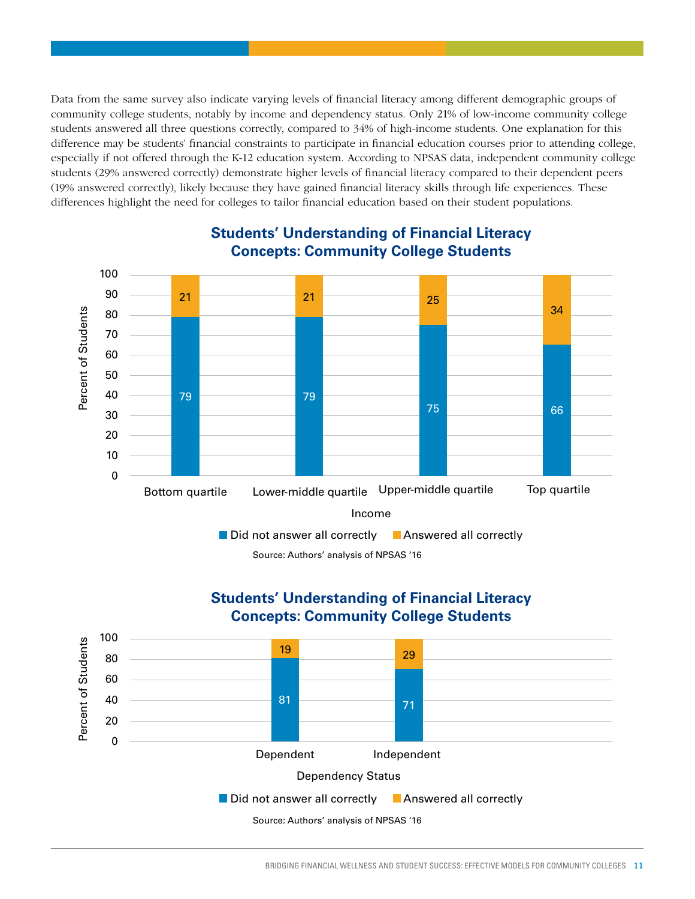Data from the same survey also indicate varying levels of financial literacy among different demographic groups of community college students, notably by income and dependency status. Only 21% of low-income community college students answered all three questions correctly, compared to 34% of high-income students. One explanation for this difference may be students' financial constraints to participate in financial education courses prior to attending college, especially if not offered through the K-12 education system. According to NPSAS data, independent community college students (29% answered correctly) demonstrate higher levels of financial literacy compared to their dependent peers (19% answered correctly), likely because they have gained financial literacy skills through life experiences. These differences highlight the need for colleges to tailor financial education based on their student populations.

### Students' Understanding of Financial Literacy Concepts: Community College Students

| Income | Did not answer all correctly | Answered all correctly |
|---|---|---|
| Bottom quartile | 79 | 21 |
| Lower-middle quartile | 79 | 21 |
| Upper-middle quartile | 75 | 25 |
| Top quartile | 66 | 34 |

Percent of Students

Source: Authors' analysis of NPSAS '16

### Students' Understanding of Financial Literacy Concepts: Community College Students

| Dependency Status | Did not answer all correctly | Answered all correctly |
|---|---|---|
| Dependent | 81 | 19 |
| Independent | 71 | 29 |

Percent of Students

Source: Authors' analysis of NPSAS '16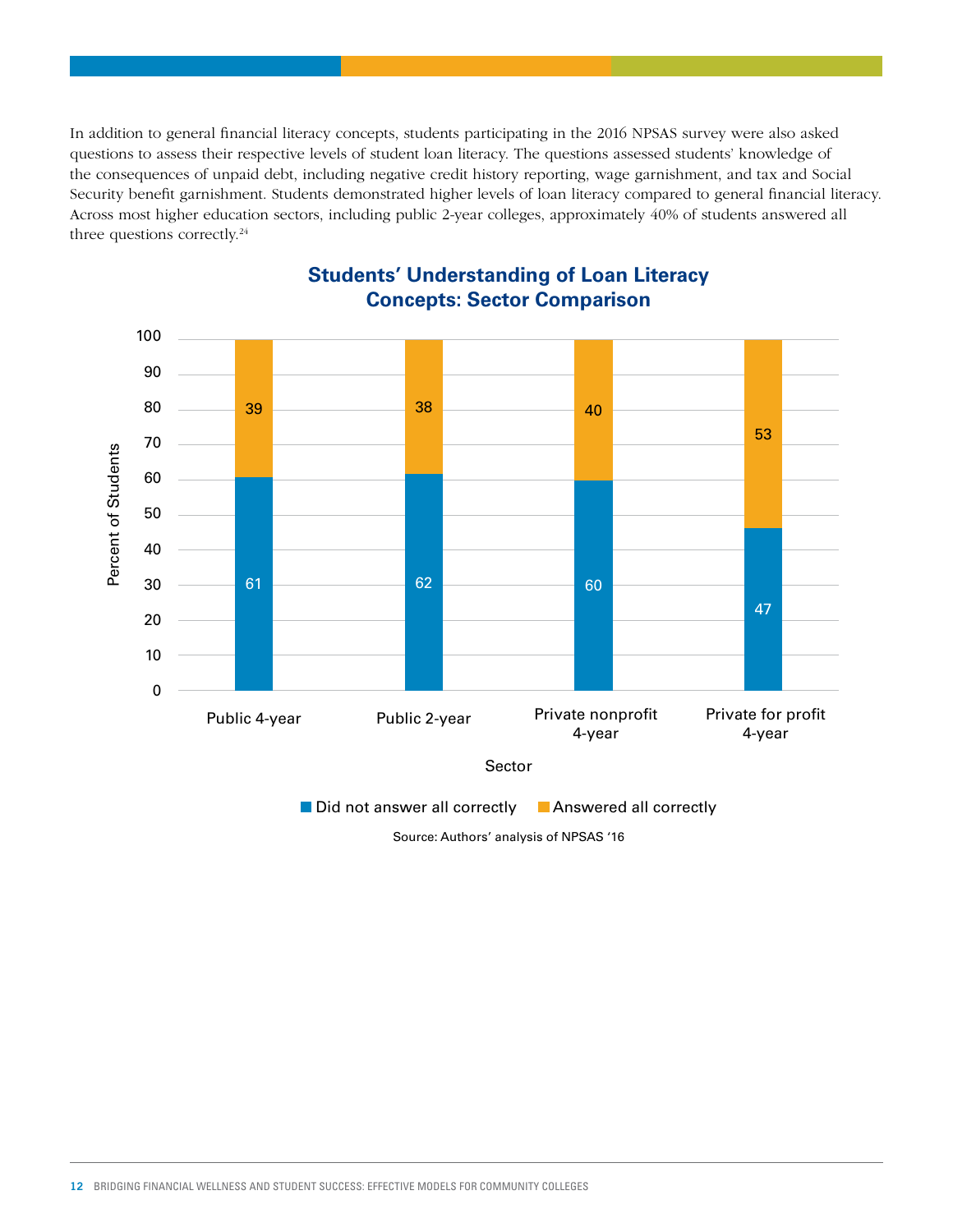In addition to general financial literacy concepts, students participating in the 2016 NPSAS survey were also asked questions to assess their respective levels of student loan literacy. The questions assessed students' knowledge of the consequences of unpaid debt, including negative credit history reporting, wage garnishment, and tax and Social Security benefit garnishment. Students demonstrated higher levels of loan literacy compared to general financial literacy. Across most higher education sectors, including public 2-year colleges, approximately 40% of students answered all three questions correctly.[24]

**Students' Understanding of Loan Literacy Concepts: Sector Comparison**

| Sector | Did not answer all correctly | Answered all correctly |
|---|---|---|
| Public 4-year | 61 | 39 |
| Public 2-year | 62 | 38 |
| Private nonprofit 4-year | 60 | 40 |
| Private for profit 4-year | 47 | 53 |

Source: Authors' analysis of NPSAS '16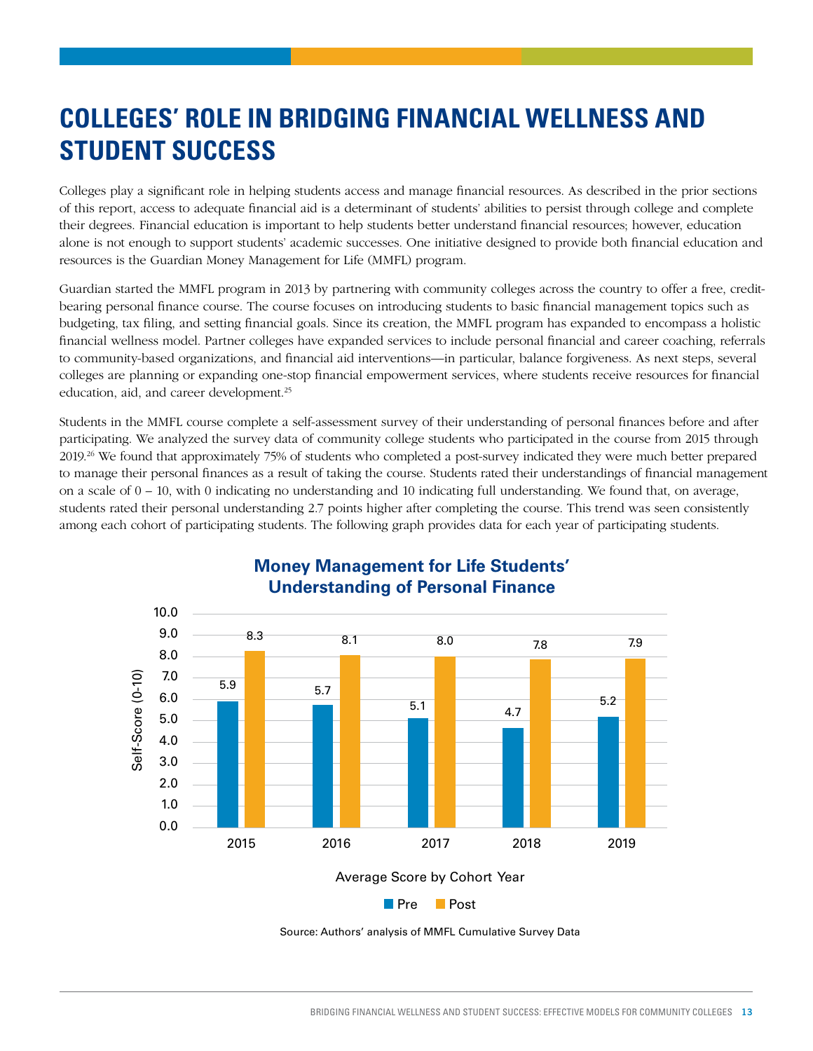# COLLEGES' ROLE IN BRIDGING FINANCIAL WELLNESS AND STUDENT SUCCESS

Colleges play a significant role in helping students access and manage financial resources. As described in the prior sections of this report, access to adequate financial aid is a determinant of students' abilities to persist through college and complete their degrees. Financial education is important to help students better understand financial resources; however, education alone is not enough to support students' academic successes. One initiative designed to provide both financial education and resources is the Guardian Money Management for Life (MMFL) program.

Guardian started the MMFL program in 2013 by partnering with community colleges across the country to offer a free, credit-bearing personal finance course. The course focuses on introducing students to basic financial management topics such as budgeting, tax filing, and setting financial goals. Since its creation, the MMFL program has expanded to encompass a holistic financial wellness model. Partner colleges have expanded services to include personal financial and career coaching, referrals to community-based organizations, and financial aid interventions—in particular, balance forgiveness. As next steps, several colleges are planning or expanding one-stop financial empowerment services, where students receive resources for financial education, aid, and career development.[25]

Students in the MMFL course complete a self-assessment survey of their understanding of personal finances before and after participating. We analyzed the survey data of community college students who participated in the course from 2015 through 2019.[26] We found that approximately 75% of students who completed a post-survey indicated they were much better prepared to manage their personal finances as a result of taking the course. Students rated their understandings of financial management on a scale of 0 – 10, with 0 indicating no understanding and 10 indicating full understanding. We found that, on average, students rated their personal understanding 2.7 points higher after completing the course. This trend was seen consistently among each cohort of participating students. The following graph provides data for each year of participating students.

**Money Management for Life Students' Understanding of Personal Finance**

| Average Score by Cohort Year | Pre | Post |
|---|---|---|
| 2015 | 5.9 | 8.3 |
| 2016 | 5.7 | 8.1 |
| 2017 | 5.1 | 8.0 |
| 2018 | 4.7 | 7.8 |
| 2019 | 5.2 | 7.9 |

Self-Score (0-10)

Source: Authors' analysis of MMFL Cumulative Survey Data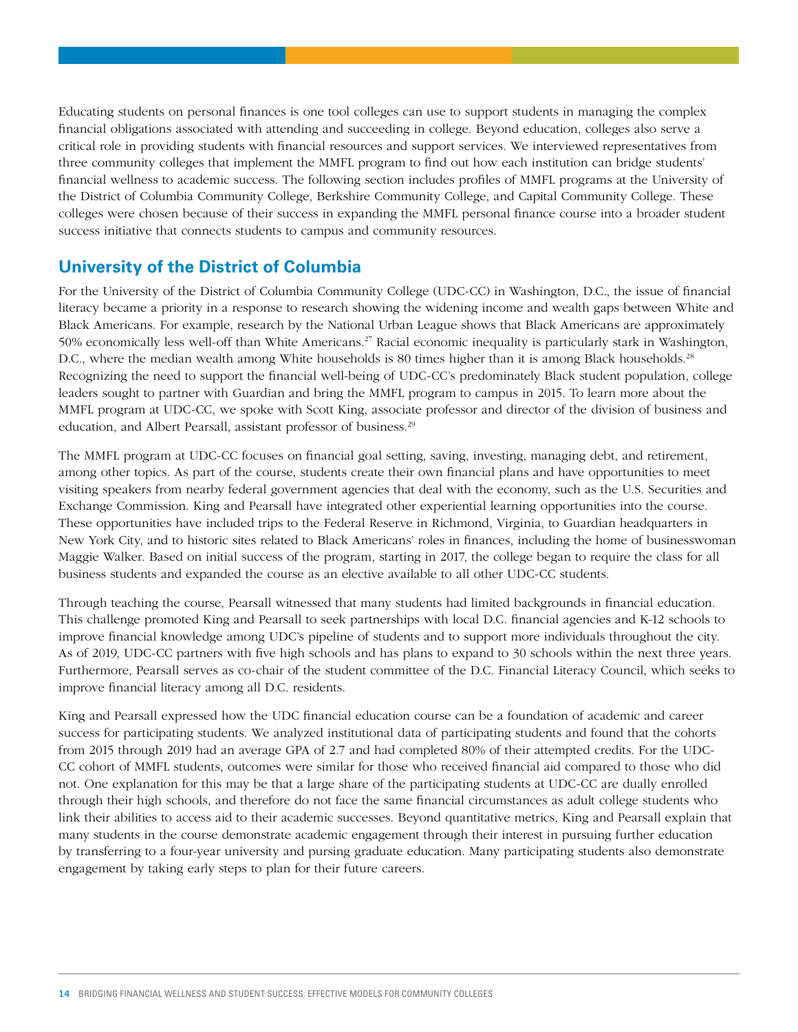Educating students on personal finances is one tool colleges can use to support students in managing the complex financial obligations associated with attending and succeeding in college. Beyond education, colleges also serve a critical role in providing students with financial resources and support services. We interviewed representatives from three community colleges that implement the MMFL program to find out how each institution can bridge students' financial wellness to academic success. The following section includes profiles of MMFL programs at the University of the District of Columbia Community College, Berkshire Community College, and Capital Community College. These colleges were chosen because of their success in expanding the MMFL personal finance course into a broader student success initiative that connects students to campus and community resources.

## University of the District of Columbia

For the University of the District of Columbia Community College (UDC-CC) in Washington, D.C., the issue of financial literacy became a priority in a response to research showing the widening income and wealth gaps between White and Black Americans. For example, research by the National Urban League shows that Black Americans are approximately 50% economically less well-off than White Americans.[27] Racial economic inequality is particularly stark in Washington, D.C., where the median wealth among White households is 80 times higher than it is among Black households.[28] Recognizing the need to support the financial well-being of UDC-CC's predominately Black student population, college leaders sought to partner with Guardian and bring the MMFL program to campus in 2015. To learn more about the MMFL program at UDC-CC, we spoke with Scott King, associate professor and director of the division of business and education, and Albert Pearsall, assistant professor of business.[29]

The MMFL program at UDC-CC focuses on financial goal setting, saving, investing, managing debt, and retirement, among other topics. As part of the course, students create their own financial plans and have opportunities to meet visiting speakers from nearby federal government agencies that deal with the economy, such as the U.S. Securities and Exchange Commission. King and Pearsall have integrated other experiential learning opportunities into the course. These opportunities have included trips to the Federal Reserve in Richmond, Virginia, to Guardian headquarters in New York City, and to historic sites related to Black Americans' roles in finances, including the home of businesswoman Maggie Walker. Based on initial success of the program, starting in 2017, the college began to require the class for all business students and expanded the course as an elective available to all other UDC-CC students.

Through teaching the course, Pearsall witnessed that many students had limited backgrounds in financial education. This challenge promoted King and Pearsall to seek partnerships with local D.C. financial agencies and K-12 schools to improve financial knowledge among UDC's pipeline of students and to support more individuals throughout the city. As of 2019, UDC-CC partners with five high schools and has plans to expand to 30 schools within the next three years. Furthermore, Pearsall serves as co-chair of the student committee of the D.C. Financial Literacy Council, which seeks to improve financial literacy among all D.C. residents.

King and Pearsall expressed how the UDC financial education course can be a foundation of academic and career success for participating students. We analyzed institutional data of participating students and found that the cohorts from 2015 through 2019 had an average GPA of 2.7 and had completed 80% of their attempted credits. For the UDC-CC cohort of MMFL students, outcomes were similar for those who received financial aid compared to those who did not. One explanation for this may be that a large share of the participating students at UDC-CC are dually enrolled through their high schools, and therefore do not face the same financial circumstances as adult college students who link their abilities to access aid to their academic successes. Beyond quantitative metrics, King and Pearsall explain that many students in the course demonstrate academic engagement through their interest in pursuing further education by transferring to a four-year university and pursing graduate education. Many participating students also demonstrate engagement by taking early steps to plan for their future careers.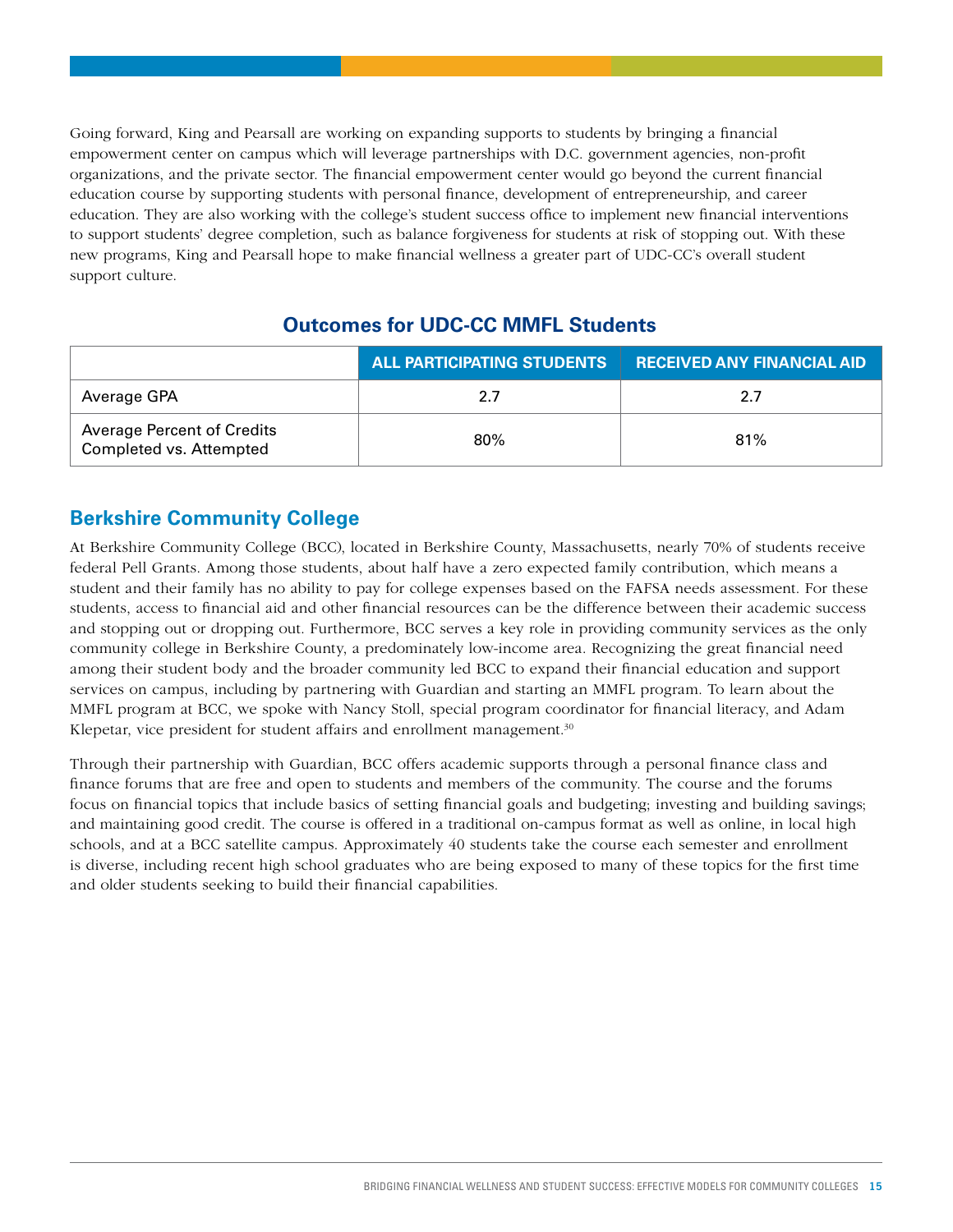Going forward, King and Pearsall are working on expanding supports to students by bringing a financial empowerment center on campus which will leverage partnerships with D.C. government agencies, non-profit organizations, and the private sector. The financial empowerment center would go beyond the current financial education course by supporting students with personal finance, development of entrepreneurship, and career education. They are also working with the college's student success office to implement new financial interventions to support students' degree completion, such as balance forgiveness for students at risk of stopping out. With these new programs, King and Pearsall hope to make financial wellness a greater part of UDC-CC's overall student support culture.

### Outcomes for UDC-CC MMFL Students

| | ALL PARTICIPATING STUDENTS | RECEIVED ANY FINANCIAL AID |
|---|---|---|
| Average GPA | 2.7 | 2.7 |
| Average Percent of Credits Completed vs. Attempted | 80% | 81% |

## Berkshire Community College

At Berkshire Community College (BCC), located in Berkshire County, Massachusetts, nearly 70% of students receive federal Pell Grants. Among those students, about half have a zero expected family contribution, which means a student and their family has no ability to pay for college expenses based on the FAFSA needs assessment. For these students, access to financial aid and other financial resources can be the difference between their academic success and stopping out or dropping out. Furthermore, BCC serves a key role in providing community services as the only community college in Berkshire County, a predominately low-income area. Recognizing the great financial need among their student body and the broader community led BCC to expand their financial education and support services on campus, including by partnering with Guardian and starting an MMFL program. To learn about the MMFL program at BCC, we spoke with Nancy Stoll, special program coordinator for financial literacy, and Adam Klepetar, vice president for student affairs and enrollment management.[30]

Through their partnership with Guardian, BCC offers academic supports through a personal finance class and finance forums that are free and open to students and members of the community. The course and the forums focus on financial topics that include basics of setting financial goals and budgeting; investing and building savings; and maintaining good credit. The course is offered in a traditional on-campus format as well as online, in local high schools, and at a BCC satellite campus. Approximately 40 students take the course each semester and enrollment is diverse, including recent high school graduates who are being exposed to many of these topics for the first time and older students seeking to build their financial capabilities.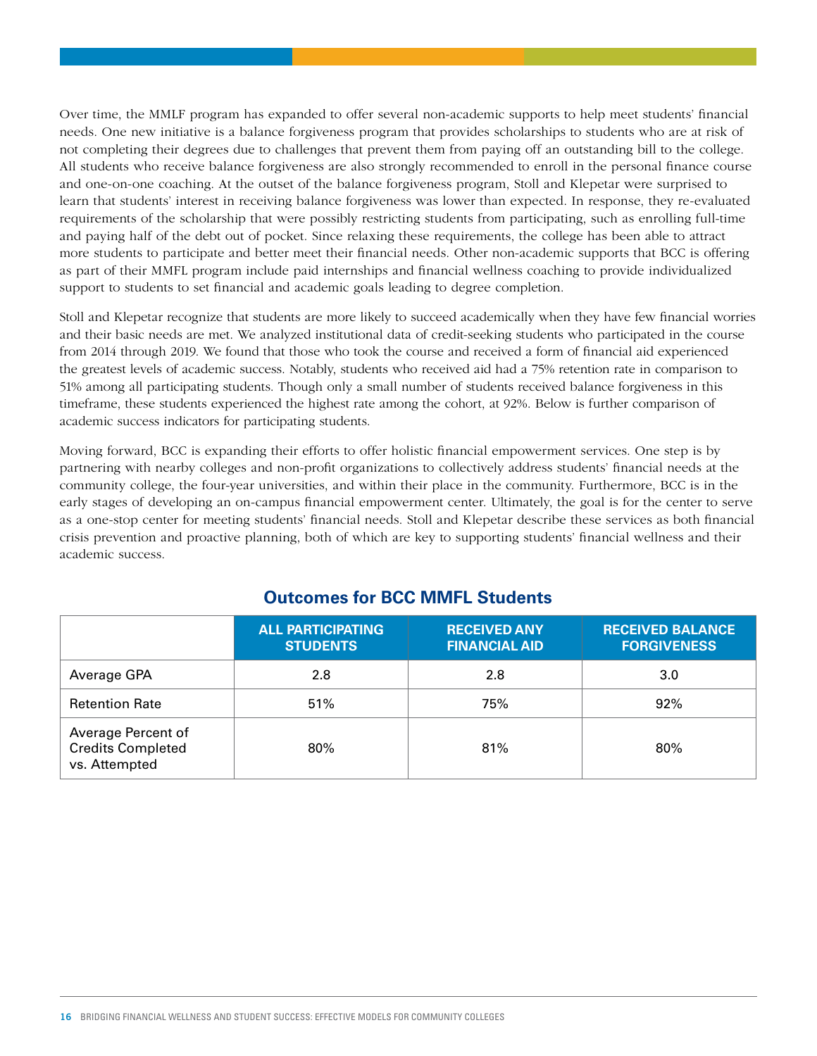Over time, the MMLF program has expanded to offer several non-academic supports to help meet students' financial needs. One new initiative is a balance forgiveness program that provides scholarships to students who are at risk of not completing their degrees due to challenges that prevent them from paying off an outstanding bill to the college. All students who receive balance forgiveness are also strongly recommended to enroll in the personal finance course and one-on-one coaching. At the outset of the balance forgiveness program, Stoll and Klepetar were surprised to learn that students' interest in receiving balance forgiveness was lower than expected. In response, they re-evaluated requirements of the scholarship that were possibly restricting students from participating, such as enrolling full-time and paying half of the debt out of pocket. Since relaxing these requirements, the college has been able to attract more students to participate and better meet their financial needs. Other non-academic supports that BCC is offering as part of their MMFL program include paid internships and financial wellness coaching to provide individualized support to students to set financial and academic goals leading to degree completion.

Stoll and Klepetar recognize that students are more likely to succeed academically when they have few financial worries and their basic needs are met. We analyzed institutional data of credit-seeking students who participated in the course from 2014 through 2019. We found that those who took the course and received a form of financial aid experienced the greatest levels of academic success. Notably, students who received aid had a 75% retention rate in comparison to 51% among all participating students. Though only a small number of students received balance forgiveness in this timeframe, these students experienced the highest rate among the cohort, at 92%. Below is further comparison of academic success indicators for participating students.

Moving forward, BCC is expanding their efforts to offer holistic financial empowerment services. One step is by partnering with nearby colleges and non-profit organizations to collectively address students' financial needs at the community college, the four-year universities, and within their place in the community. Furthermore, BCC is in the early stages of developing an on-campus financial empowerment center. Ultimately, the goal is for the center to serve as a one-stop center for meeting students' financial needs. Stoll and Klepetar describe these services as both financial crisis prevention and proactive planning, both of which are key to supporting students' financial wellness and their academic success.

## Outcomes for BCC MMFL Students

| | ALL PARTICIPATING STUDENTS | RECEIVED ANY FINANCIAL AID | RECEIVED BALANCE FORGIVENESS |
|---|---|---|---|
| Average GPA | 2.8 | 2.8 | 3.0 |
| Retention Rate | 51% | 75% | 92% |
| Average Percent of Credits Completed vs. Attempted | 80% | 81% | 80% |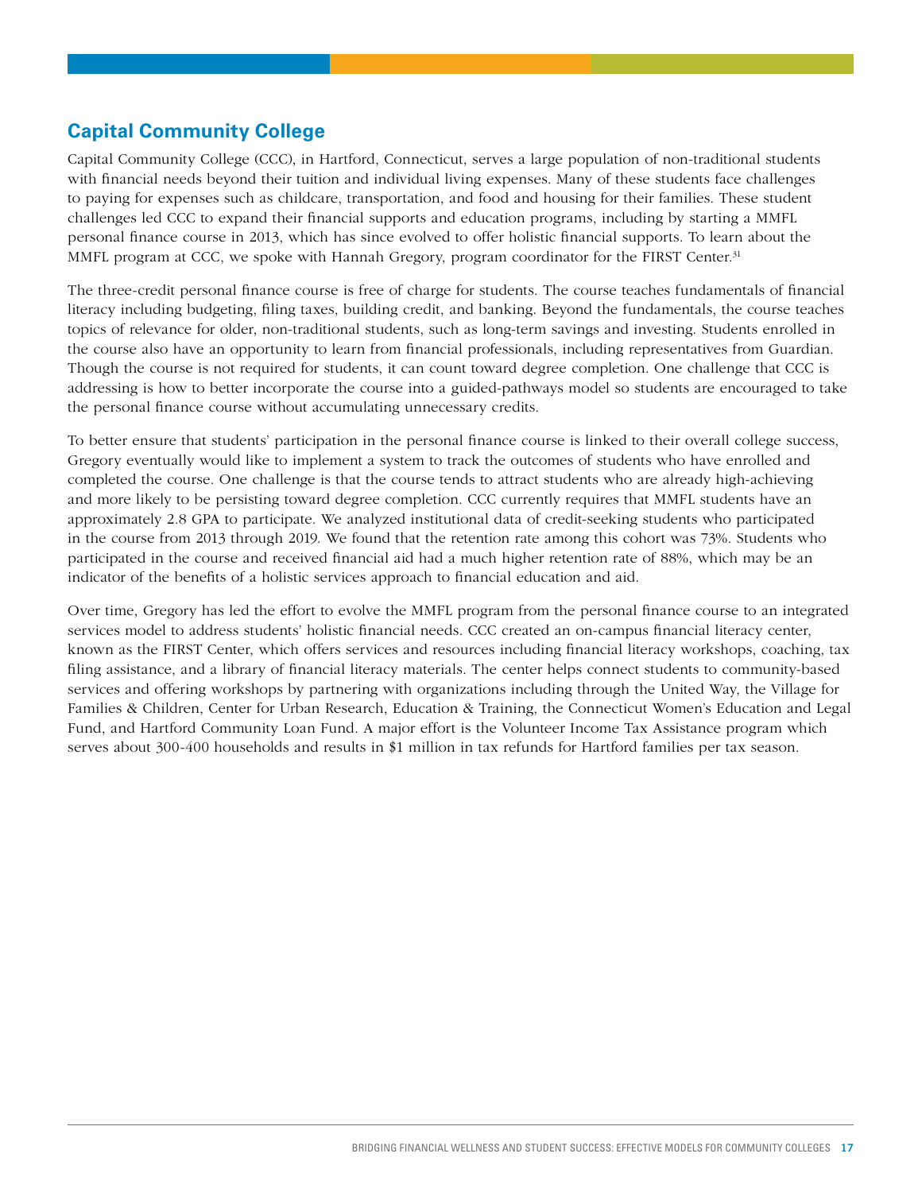## Capital Community College

Capital Community College (CCC), in Hartford, Connecticut, serves a large population of non-traditional students with financial needs beyond their tuition and individual living expenses. Many of these students face challenges to paying for expenses such as childcare, transportation, and food and housing for their families. These student challenges led CCC to expand their financial supports and education programs, including by starting a MMFL personal finance course in 2013, which has since evolved to offer holistic financial supports. To learn about the MMFL program at CCC, we spoke with Hannah Gregory, program coordinator for the FIRST Center.[31]

The three-credit personal finance course is free of charge for students. The course teaches fundamentals of financial literacy including budgeting, filing taxes, building credit, and banking. Beyond the fundamentals, the course teaches topics of relevance for older, non-traditional students, such as long-term savings and investing. Students enrolled in the course also have an opportunity to learn from financial professionals, including representatives from Guardian. Though the course is not required for students, it can count toward degree completion. One challenge that CCC is addressing is how to better incorporate the course into a guided-pathways model so students are encouraged to take the personal finance course without accumulating unnecessary credits.

To better ensure that students' participation in the personal finance course is linked to their overall college success, Gregory eventually would like to implement a system to track the outcomes of students who have enrolled and completed the course. One challenge is that the course tends to attract students who are already high-achieving and more likely to be persisting toward degree completion. CCC currently requires that MMFL students have an approximately 2.8 GPA to participate. We analyzed institutional data of credit-seeking students who participated in the course from 2013 through 2019. We found that the retention rate among this cohort was 73%. Students who participated in the course and received financial aid had a much higher retention rate of 88%, which may be an indicator of the benefits of a holistic services approach to financial education and aid.

Over time, Gregory has led the effort to evolve the MMFL program from the personal finance course to an integrated services model to address students' holistic financial needs. CCC created an on-campus financial literacy center, known as the FIRST Center, which offers services and resources including financial literacy workshops, coaching, tax filing assistance, and a library of financial literacy materials. The center helps connect students to community-based services and offering workshops by partnering with organizations including through the United Way, the Village for Families & Children, Center for Urban Research, Education & Training, the Connecticut Women's Education and Legal Fund, and Hartford Community Loan Fund. A major effort is the Volunteer Income Tax Assistance program which serves about 300-400 households and results in $1 million in tax refunds for Hartford families per tax season.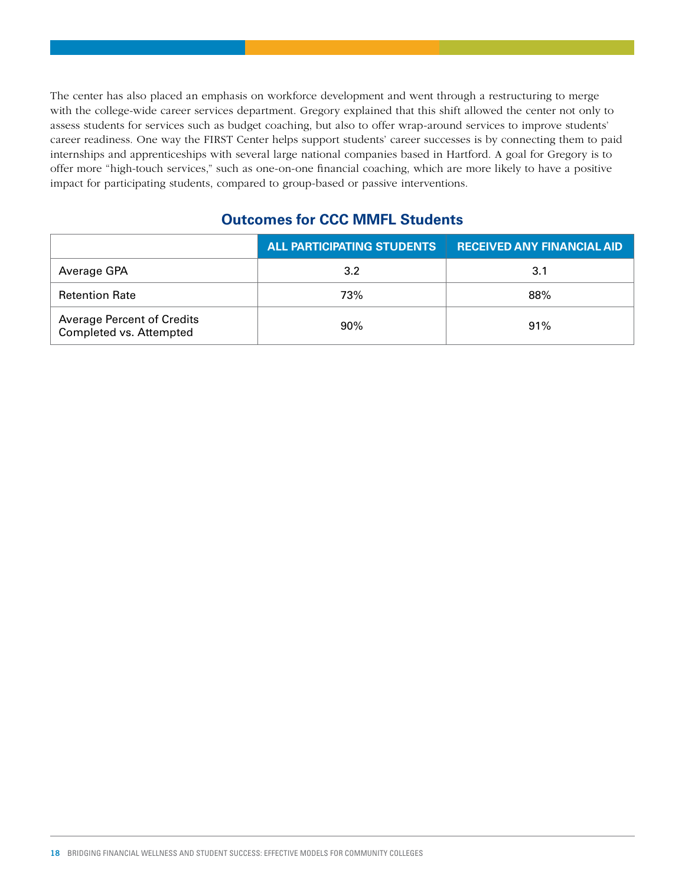The center has also placed an emphasis on workforce development and went through a restructuring to merge with the college-wide career services department. Gregory explained that this shift allowed the center not only to assess students for services such as budget coaching, but also to offer wrap-around services to improve students' career readiness. One way the FIRST Center helps support students' career successes is by connecting them to paid internships and apprenticeships with several large national companies based in Hartford. A goal for Gregory is to offer more "high-touch services," such as one-on-one financial coaching, which are more likely to have a positive impact for participating students, compared to group-based or passive interventions.

## Outcomes for CCC MMFL Students

| | ALL PARTICIPATING STUDENTS | RECEIVED ANY FINANCIAL AID |
|---|---|---|
| Average GPA | 3.2 | 3.1 |
| Retention Rate | 73% | 88% |
| Average Percent of Credits Completed vs. Attempted | 90% | 91% |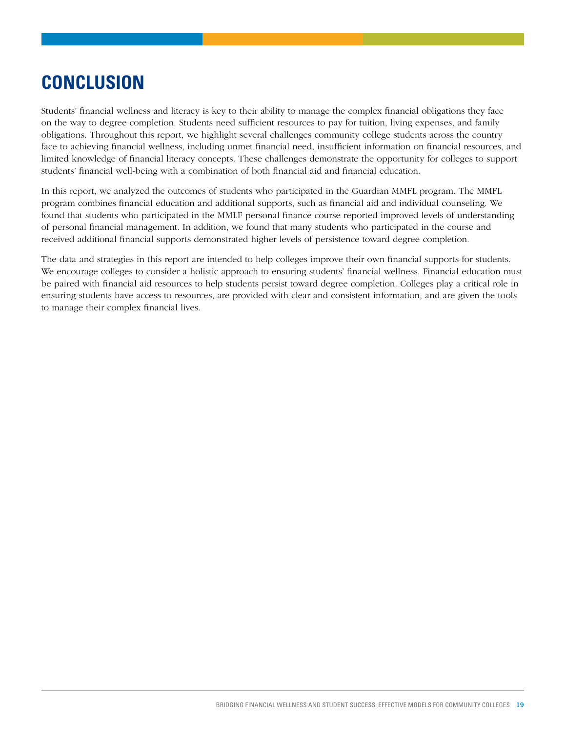# CONCLUSION

Students' financial wellness and literacy is key to their ability to manage the complex financial obligations they face on the way to degree completion. Students need sufficient resources to pay for tuition, living expenses, and family obligations. Throughout this report, we highlight several challenges community college students across the country face to achieving financial wellness, including unmet financial need, insufficient information on financial resources, and limited knowledge of financial literacy concepts. These challenges demonstrate the opportunity for colleges to support students' financial well-being with a combination of both financial aid and financial education.

In this report, we analyzed the outcomes of students who participated in the Guardian MMFL program. The MMFL program combines financial education and additional supports, such as financial aid and individual counseling. We found that students who participated in the MMLF personal finance course reported improved levels of understanding of personal financial management. In addition, we found that many students who participated in the course and received additional financial supports demonstrated higher levels of persistence toward degree completion.

The data and strategies in this report are intended to help colleges improve their own financial supports for students. We encourage colleges to consider a holistic approach to ensuring students' financial wellness. Financial education must be paired with financial aid resources to help students persist toward degree completion. Colleges play a critical role in ensuring students have access to resources, are provided with clear and consistent information, and are given the tools to manage their complex financial lives.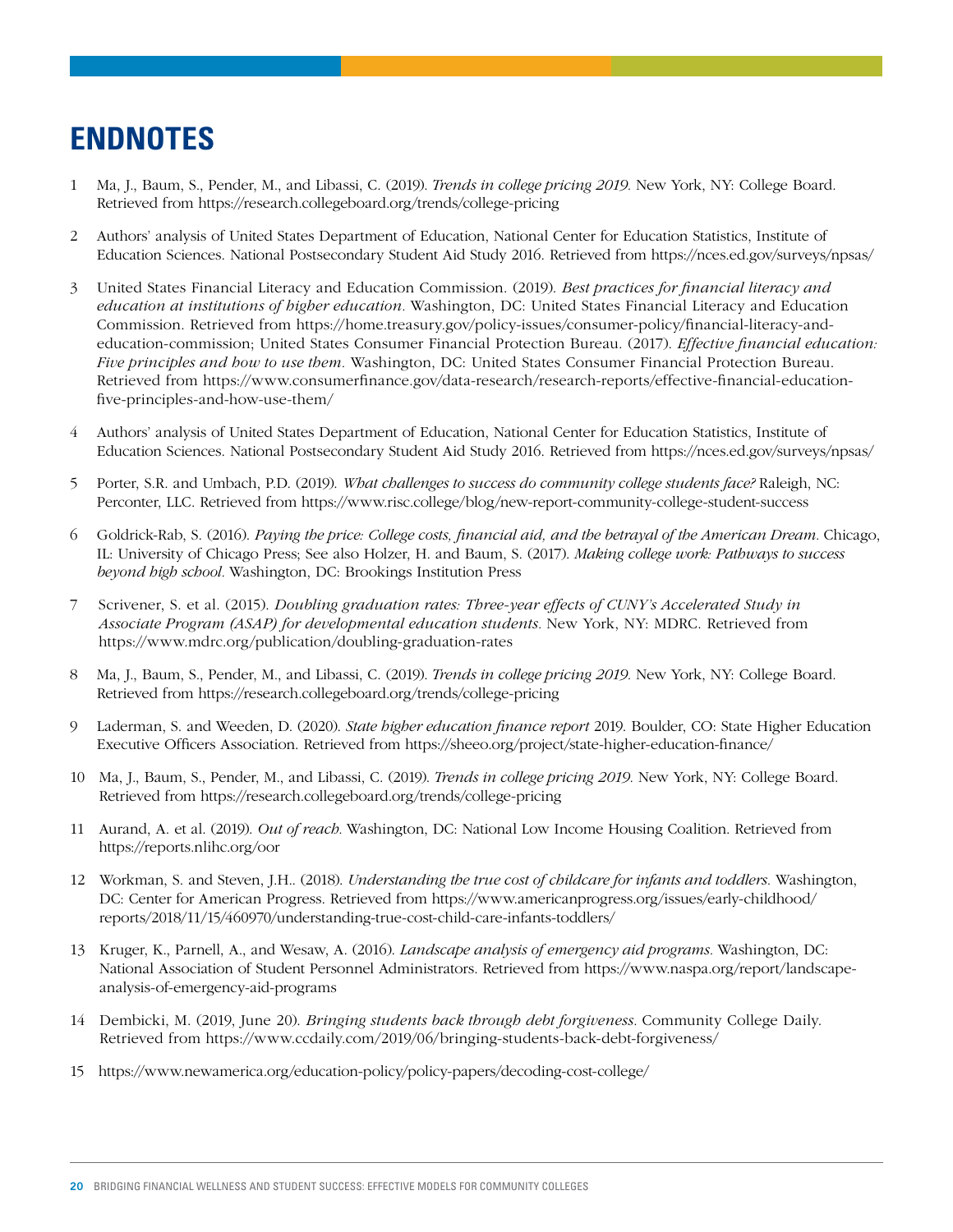# ENDNOTES

1 Ma, J., Baum, S., Pender, M., and Libassi, C. (2019). *Trends in college pricing 2019.* New York, NY: College Board. Retrieved from https://research.collegeboard.org/trends/college-pricing

2 Authors' analysis of United States Department of Education, National Center for Education Statistics, Institute of Education Sciences. National Postsecondary Student Aid Study 2016. Retrieved from https://nces.ed.gov/surveys/npsas/

3 United States Financial Literacy and Education Commission. (2019). *Best practices for financial literacy and education at institutions of higher education.* Washington, DC: United States Financial Literacy and Education Commission. Retrieved from https://home.treasury.gov/policy-issues/consumer-policy/financial-literacy-and-education-commission; United States Consumer Financial Protection Bureau. (2017). *Effective financial education: Five principles and how to use them.* Washington, DC: United States Consumer Financial Protection Bureau. Retrieved from https://www.consumerfinance.gov/data-research/research-reports/effective-financial-education-five-principles-and-how-use-them/

4 Authors' analysis of United States Department of Education, National Center for Education Statistics, Institute of Education Sciences. National Postsecondary Student Aid Study 2016. Retrieved from https://nces.ed.gov/surveys/npsas/

5 Porter, S.R. and Umbach, P.D. (2019). *What challenges to success do community college students face?* Raleigh, NC: Perconter, LLC. Retrieved from https://www.risc.college/blog/new-report-community-college-student-success

6 Goldrick-Rab, S. (2016). *Paying the price: College costs, financial aid, and the betrayal of the American Dream.* Chicago, IL: University of Chicago Press; See also Holzer, H. and Baum, S. (2017). *Making college work: Pathways to success beyond high school.* Washington, DC: Brookings Institution Press

7 Scrivener, S. et al. (2015). *Doubling graduation rates: Three-year effects of CUNY's Accelerated Study in Associate Program (ASAP) for developmental education students.* New York, NY: MDRC. Retrieved from https://www.mdrc.org/publication/doubling-graduation-rates

8 Ma, J., Baum, S., Pender, M., and Libassi, C. (2019). *Trends in college pricing 2019.* New York, NY: College Board. Retrieved from https://research.collegeboard.org/trends/college-pricing

9 Laderman, S. and Weeden, D. (2020). *State higher education finance report* 2019. Boulder, CO: State Higher Education Executive Officers Association. Retrieved from https://sheeo.org/project/state-higher-education-finance/

10 Ma, J., Baum, S., Pender, M., and Libassi, C. (2019). *Trends in college pricing 2019.* New York, NY: College Board. Retrieved from https://research.collegeboard.org/trends/college-pricing

11 Aurand, A. et al. (2019). *Out of reach.* Washington, DC: National Low Income Housing Coalition. Retrieved from https://reports.nlihc.org/oor

12 Workman, S. and Steven, J.H.. (2018). *Understanding the true cost of childcare for infants and toddlers.* Washington, DC: Center for American Progress. Retrieved from https://www.americanprogress.org/issues/early-childhood/reports/2018/11/15/460970/understanding-true-cost-child-care-infants-toddlers/

13 Kruger, K., Parnell, A., and Wesaw, A. (2016). *Landscape analysis of emergency aid programs.* Washington, DC: National Association of Student Personnel Administrators. Retrieved from https://www.naspa.org/report/landscape-analysis-of-emergency-aid-programs

14 Dembicki, M. (2019, June 20). *Bringing students back through debt forgiveness.* Community College Daily. Retrieved from https://www.ccdaily.com/2019/06/bringing-students-back-debt-forgiveness/

15 https://www.newamerica.org/education-policy/policy-papers/decoding-cost-college/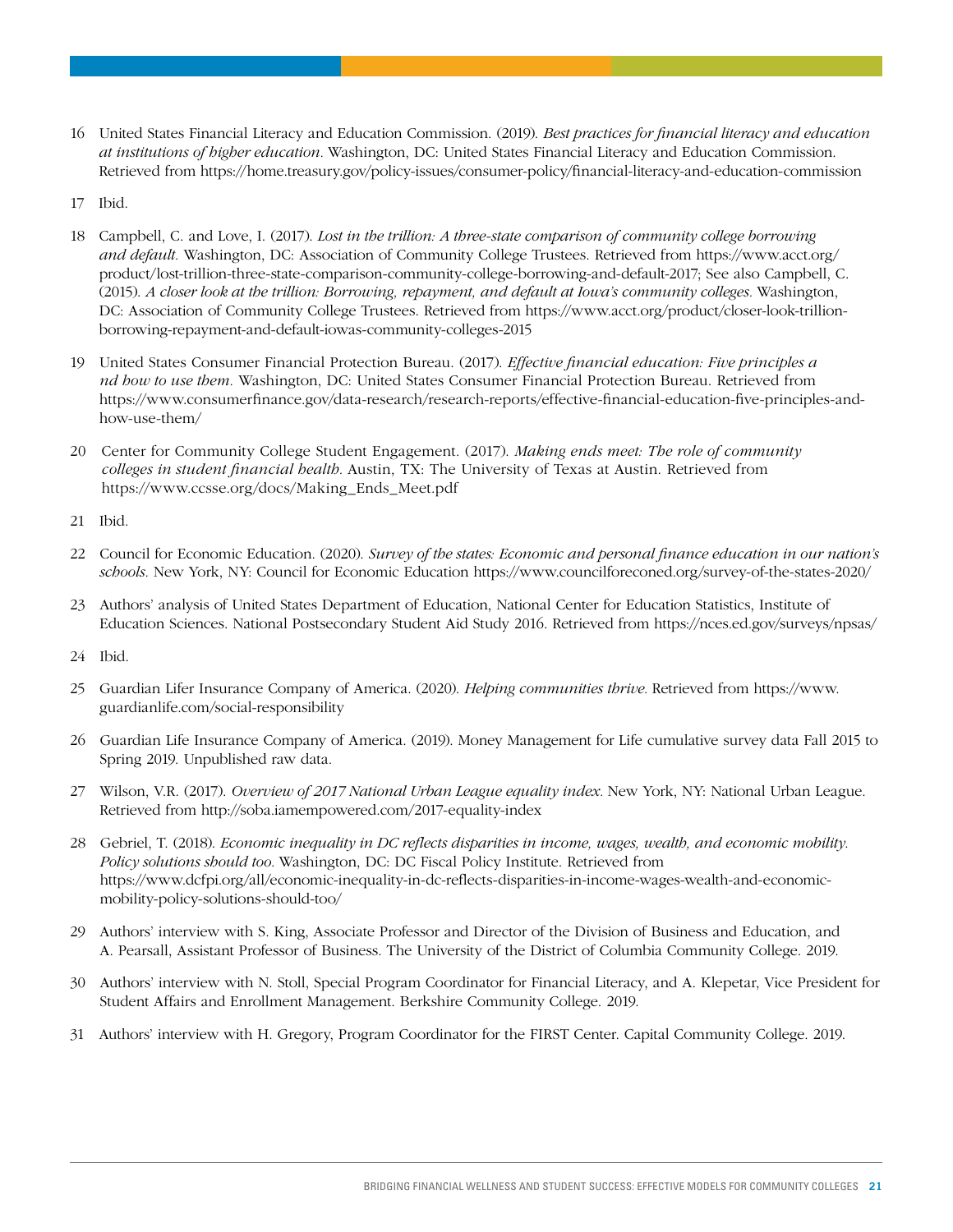16 United States Financial Literacy and Education Commission. (2019). *Best practices for financial literacy and education at institutions of higher education*. Washington, DC: United States Financial Literacy and Education Commission. Retrieved from https://home.treasury.gov/policy-issues/consumer-policy/financial-literacy-and-education-commission

17 Ibid.

18 Campbell, C. and Love, I. (2017). *Lost in the trillion: A three-state comparison of community college borrowing and default.* Washington, DC: Association of Community College Trustees. Retrieved from https://www.acct.org/product/lost-trillion-three-state-comparison-community-college-borrowing-and-default-2017; See also Campbell, C. (2015). *A closer look at the trillion: Borrowing, repayment, and default at Iowa's community colleges.* Washington, DC: Association of Community College Trustees. Retrieved from https://www.acct.org/product/closer-look-trillion-borrowing-repayment-and-default-iowas-community-colleges-2015

19 United States Consumer Financial Protection Bureau. (2017). *Effective financial education: Five principles a nd how to use them.* Washington, DC: United States Consumer Financial Protection Bureau. Retrieved from https://www.consumerfinance.gov/data-research/research-reports/effective-financial-education-five-principles-and-how-use-them/

20 Center for Community College Student Engagement. (2017). *Making ends meet: The role of community colleges in student financial health.* Austin, TX: The University of Texas at Austin. Retrieved from https://www.ccsse.org/docs/Making_Ends_Meet.pdf

21 Ibid.

22 Council for Economic Education. (2020). *Survey of the states: Economic and personal finance education in our nation's schools.* New York, NY: Council for Economic Education https://www.councilforeconed.org/survey-of-the-states-2020/

23 Authors' analysis of United States Department of Education, National Center for Education Statistics, Institute of Education Sciences. National Postsecondary Student Aid Study 2016. Retrieved from https://nces.ed.gov/surveys/npsas/

24 Ibid.

25 Guardian Lifer Insurance Company of America. (2020). *Helping communities thrive.* Retrieved from https://www.guardianlife.com/social-responsibility

26 Guardian Life Insurance Company of America. (2019). Money Management for Life cumulative survey data Fall 2015 to Spring 2019. Unpublished raw data.

27 Wilson, V.R. (2017). *Overview of 2017 National Urban League equality index.* New York, NY: National Urban League. Retrieved from http://soba.iamempowered.com/2017-equality-index

28 Gebriel, T. (2018). *Economic inequality in DC reflects disparities in income, wages, wealth, and economic mobility. Policy solutions should too.* Washington, DC: DC Fiscal Policy Institute. Retrieved from https://www.dcfpi.org/all/economic-inequality-in-dc-reflects-disparities-in-income-wages-wealth-and-economic-mobility-policy-solutions-should-too/

29 Authors' interview with S. King, Associate Professor and Director of the Division of Business and Education, and A. Pearsall, Assistant Professor of Business. The University of the District of Columbia Community College. 2019.

30 Authors' interview with N. Stoll, Special Program Coordinator for Financial Literacy, and A. Klepetar, Vice President for Student Affairs and Enrollment Management. Berkshire Community College. 2019.

31 Authors' interview with H. Gregory, Program Coordinator for the FIRST Center. Capital Community College. 2019.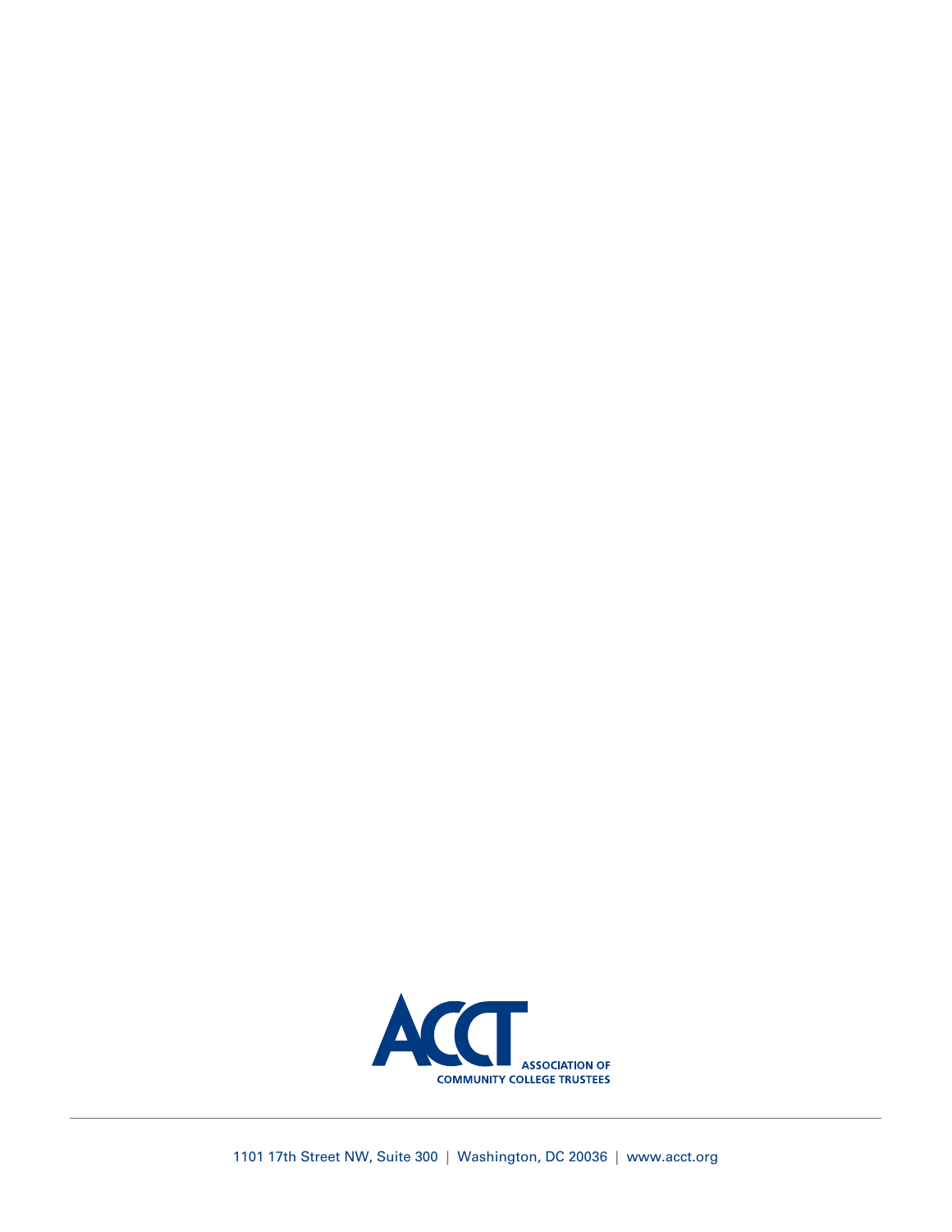ACCT ASSOCIATION OF COMMUNITY COLLEGE TRUSTEES

1101 17th Street NW, Suite 300 | Washington, DC 20036 | www.acct.org